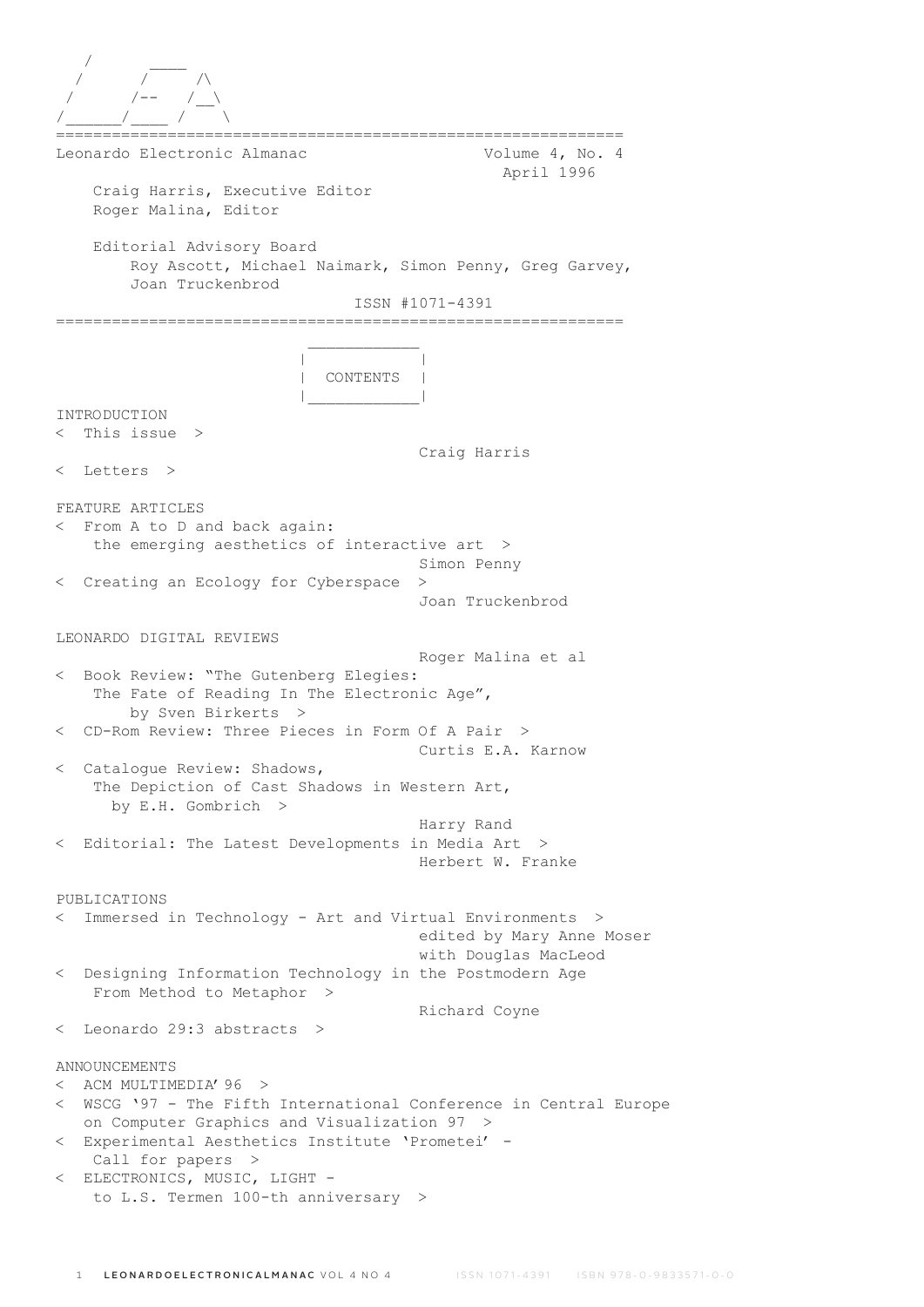```
   /       ____
  /       /     /\
 /       /--   /__\
/______/____ /     \
```

Leonardo Electronic Almanac — Volume 4, No. 4, April 1996

Craig Harris, Executive Editor
Roger Malina, Editor

Editorial Advisory Board
Roy Ascott, Michael Naimark, Simon Penny, Greg Garvey, Joan Truckenbrod

ISSN #1071-4391

## CONTENTS

**INTRODUCTION**

- < This issue > — Craig Harris
- < Letters >

**FEATURE ARTICLES**

- < From A to D and back again: the emerging aesthetics of interactive art > — Simon Penny
- < Creating an Ecology for Cyberspace > — Joan Truckenbrod

**LEONARDO DIGITAL REVIEWS** — Roger Malina et al

- < Book Review: "The Gutenberg Elegies: The Fate of Reading In The Electronic Age", by Sven Birkerts >
- < CD-Rom Review: Three Pieces in Form Of A Pair > — Curtis E.A. Karnow
- < Catalogue Review: Shadows, The Depiction of Cast Shadows in Western Art, by E.H. Gombrich > — Harry Rand
- < Editorial: The Latest Developments in Media Art > — Herbert W. Franke

**PUBLICATIONS**

- < Immersed in Technology - Art and Virtual Environments > — edited by Mary Anne Moser with Douglas MacLeod
- < Designing Information Technology in the Postmodern Age From Method to Metaphor > — Richard Coyne
- < Leonardo 29:3 abstracts >

**ANNOUNCEMENTS**

- < ACM MULTIMEDIA' 96 >
- < WSCG '97 - The Fifth International Conference in Central Europe on Computer Graphics and Visualization 97 >
- < Experimental Aesthetics Institute 'Prometei' - Call for papers >
- < ELECTRONICS, MUSIC, LIGHT - to L.S. Termen 100-th anniversary >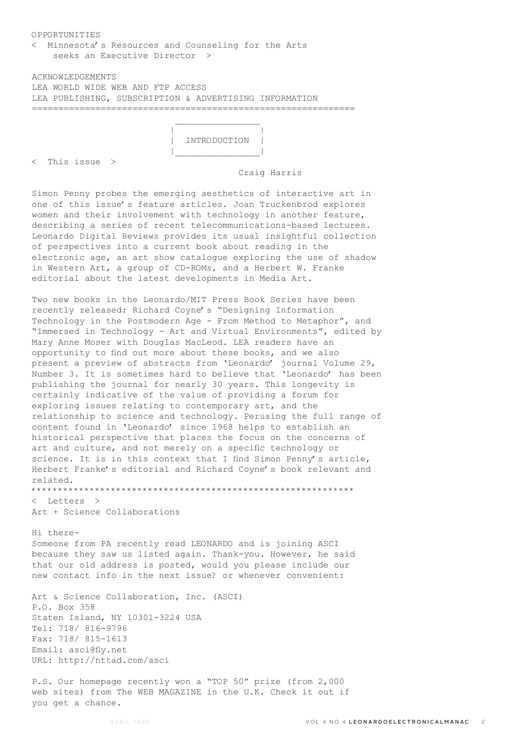OPPORTUNITIES

< Minnesota's Resources and Counseling for the Arts seeks an Executive Director >

ACKNOWLEDGEMENTS

LEA WORLD WIDE WEB AND FTP ACCESS

LEA PUBLISHING, SUBSCRIPTION & ADVERTISING INFORMATION

---

## INTRODUCTION

< This issue >

Craig Harris

Simon Penny probes the emerging aesthetics of interactive art in one of this issue's feature articles. Joan Truckenbrod explores women and their involvement with technology in another feature, describing a series of recent telecommunications-based lectures. Leonardo Digital Reviews provides its usual insightful collection of perspectives into a current book about reading in the electronic age, an art show catalogue exploring the use of shadow in Western Art, a group of CD-ROMs, and a Herbert W. Franke editorial about the latest developments in Media Art.

Two new books in the Leonardo/MIT Press Book Series have been recently released: Richard Coyne's "Designing Information Technology in the Postmodern Age - From Method to Metaphor", and "Immersed in Technology - Art and Virtual Environments", edited by Mary Anne Moser with Douglas MacLeod. LEA readers have an opportunity to find out more about these books, and we also present a preview of abstracts from 'Leonardo' journal Volume 29, Number 3. It is sometimes hard to believe that 'Leonardo' has been publishing the journal for nearly 30 years. This longevity is certainly indicative of the value of providing a forum for exploring issues relating to contemporary art, and the relationship to science and technology. Perusing the full range of content found in 'Leonardo' since 1968 helps to establish an historical perspective that places the focus on the concerns of art and culture, and not merely on a specific technology or science. It is in this context that I find Simon Penny's article, Herbert Franke's editorial and Richard Coyne's book relevant and related.

---

< Letters >

Art + Science Collaborations

Hi there-

Someone from PA recently read LEONARDO and is joining ASCI because they saw us listed again. Thank-you. However, he said that our old address is posted, would you please include our new contact info in the next issue? or whenever convenient:

Art & Science Collaboration, Inc. (ASCI)
P.O. Box 358
Staten Island, NY 10301-3224 USA
Tel: 718/ 816-9796
Fax: 718/ 815-1613
Email: asci@fly.net
URL: http://nttad.com/asci

P.S. Our homepage recently won a "TOP 50" prize (from 2,000 web sites) from The WEB MAGAZINE in the U.K. Check it out if you get a chance.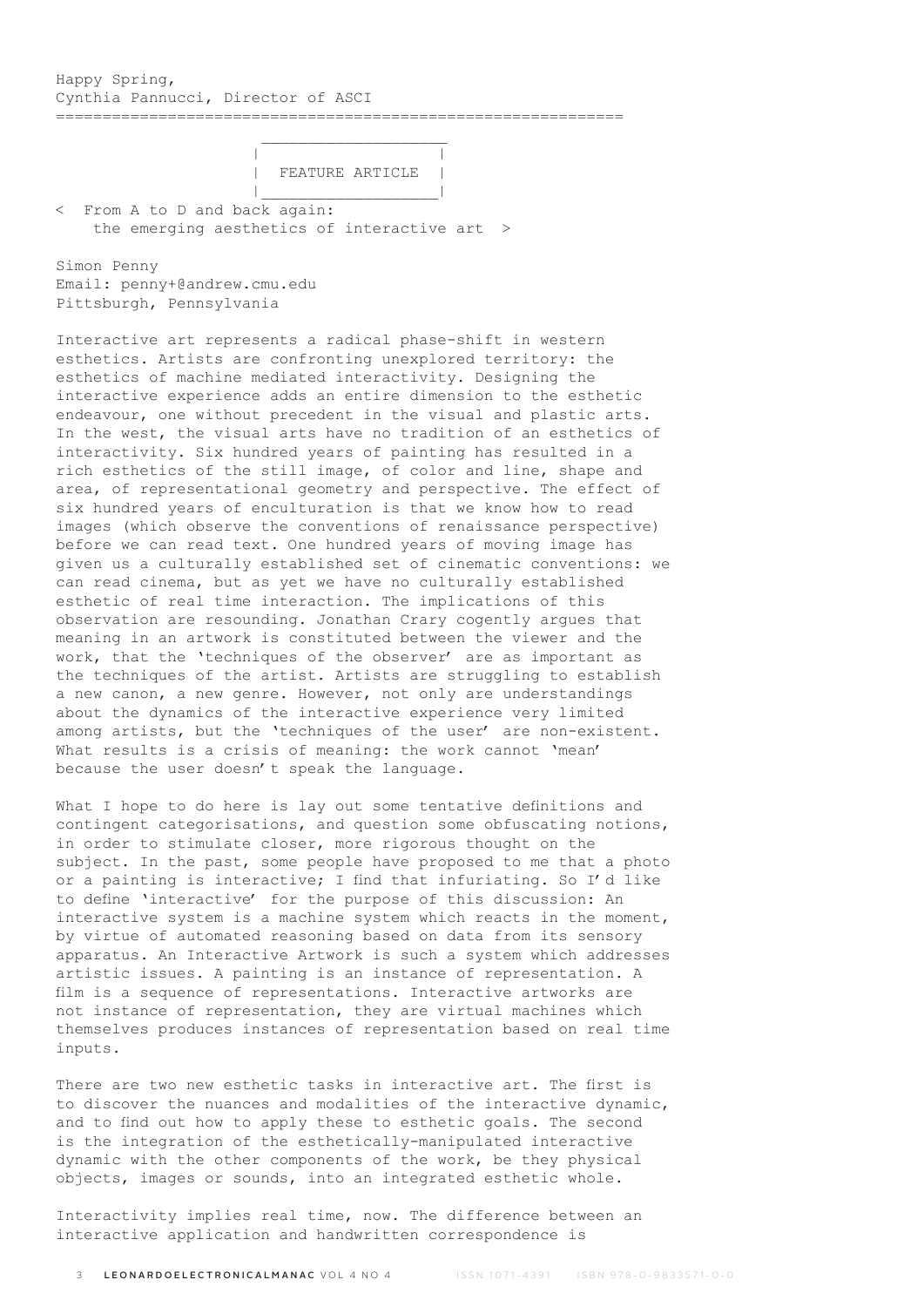Happy Spring,
Cynthia Pannucci, Director of ASCI

---

## FEATURE ARTICLE

< From A to D and back again:
the emerging aesthetics of interactive art >

Simon Penny
Email: penny+@andrew.cmu.edu
Pittsburgh, Pennsylvania

Interactive art represents a radical phase-shift in western esthetics. Artists are confronting unexplored territory: the esthetics of machine mediated interactivity. Designing the interactive experience adds an entire dimension to the esthetic endeavour, one without precedent in the visual and plastic arts. In the west, the visual arts have no tradition of an esthetics of interactivity. Six hundred years of painting has resulted in a rich esthetics of the still image, of color and line, shape and area, of representational geometry and perspective. The effect of six hundred years of enculturation is that we know how to read images (which observe the conventions of renaissance perspective) before we can read text. One hundred years of moving image has given us a culturally established set of cinematic conventions: we can read cinema, but as yet we have no culturally established esthetic of real time interaction. The implications of this observation are resounding. Jonathan Crary cogently argues that meaning in an artwork is constituted between the viewer and the work, that the 'techniques of the observer' are as important as the techniques of the artist. Artists are struggling to establish a new canon, a new genre. However, not only are understandings about the dynamics of the interactive experience very limited among artists, but the 'techniques of the user' are non-existent. What results is a crisis of meaning: the work cannot 'mean' because the user doesn't speak the language.

What I hope to do here is lay out some tentative definitions and contingent categorisations, and question some obfuscating notions, in order to stimulate closer, more rigorous thought on the subject. In the past, some people have proposed to me that a photo or a painting is interactive; I find that infuriating. So I'd like to define 'interactive' for the purpose of this discussion: An interactive system is a machine system which reacts in the moment, by virtue of automated reasoning based on data from its sensory apparatus. An Interactive Artwork is such a system which addresses artistic issues. A painting is an instance of representation. A film is a sequence of representations. Interactive artworks are not instance of representation, they are virtual machines which themselves produces instances of representation based on real time inputs.

There are two new esthetic tasks in interactive art. The first is to discover the nuances and modalities of the interactive dynamic, and to find out how to apply these to esthetic goals. The second is the integration of the esthetically-manipulated interactive dynamic with the other components of the work, be they physical objects, images or sounds, into an integrated esthetic whole.

Interactivity implies real time, now. The difference between an interactive application and handwritten correspondence is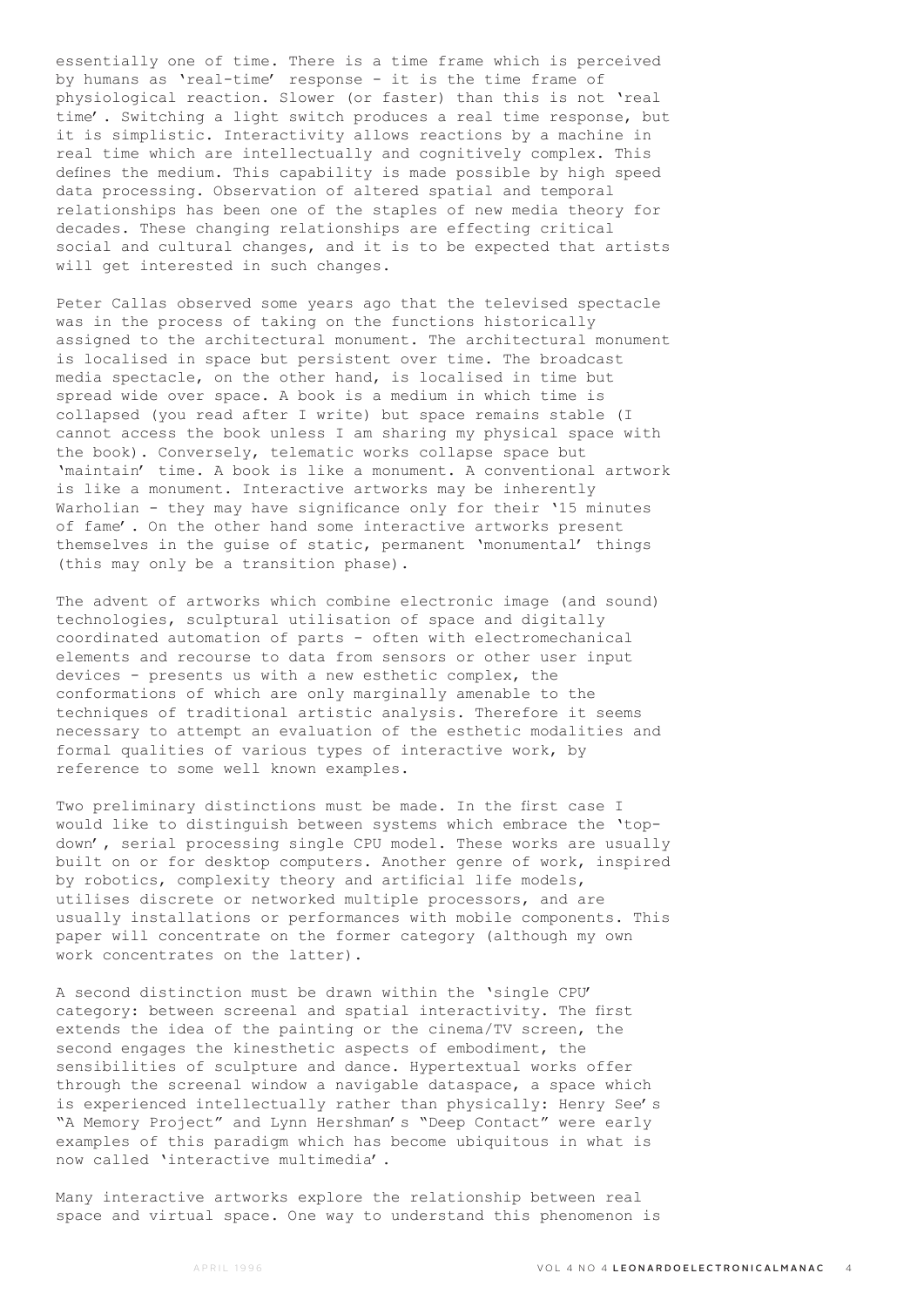essentially one of time. There is a time frame which is perceived by humans as 'real-time' response - it is the time frame of physiological reaction. Slower (or faster) than this is not 'real time'. Switching a light switch produces a real time response, but it is simplistic. Interactivity allows reactions by a machine in real time which are intellectually and cognitively complex. This defines the medium. This capability is made possible by high speed data processing. Observation of altered spatial and temporal relationships has been one of the staples of new media theory for decades. These changing relationships are effecting critical social and cultural changes, and it is to be expected that artists will get interested in such changes.

Peter Callas observed some years ago that the televised spectacle was in the process of taking on the functions historically assigned to the architectural monument. The architectural monument is localised in space but persistent over time. The broadcast media spectacle, on the other hand, is localised in time but spread wide over space. A book is a medium in which time is collapsed (you read after I write) but space remains stable (I cannot access the book unless I am sharing my physical space with the book). Conversely, telematic works collapse space but 'maintain' time. A book is like a monument. A conventional artwork is like a monument. Interactive artworks may be inherently Warholian - they may have significance only for their '15 minutes of fame'. On the other hand some interactive artworks present themselves in the guise of static, permanent 'monumental' things (this may only be a transition phase).

The advent of artworks which combine electronic image (and sound) technologies, sculptural utilisation of space and digitally coordinated automation of parts - often with electromechanical elements and recourse to data from sensors or other user input devices - presents us with a new esthetic complex, the conformations of which are only marginally amenable to the techniques of traditional artistic analysis. Therefore it seems necessary to attempt an evaluation of the esthetic modalities and formal qualities of various types of interactive work, by reference to some well known examples.

Two preliminary distinctions must be made. In the first case I would like to distinguish between systems which embrace the 'top-down', serial processing single CPU model. These works are usually built on or for desktop computers. Another genre of work, inspired by robotics, complexity theory and artificial life models, utilises discrete or networked multiple processors, and are usually installations or performances with mobile components. This paper will concentrate on the former category (although my own work concentrates on the latter).

A second distinction must be drawn within the 'single CPU' category: between screenal and spatial interactivity. The first extends the idea of the painting or the cinema/TV screen, the second engages the kinesthetic aspects of embodiment, the sensibilities of sculpture and dance. Hypertextual works offer through the screenal window a navigable dataspace, a space which is experienced intellectually rather than physically: Henry See's "A Memory Project" and Lynn Hershman's "Deep Contact" were early examples of this paradigm which has become ubiquitous in what is now called 'interactive multimedia'.

Many interactive artworks explore the relationship between real space and virtual space. One way to understand this phenomenon is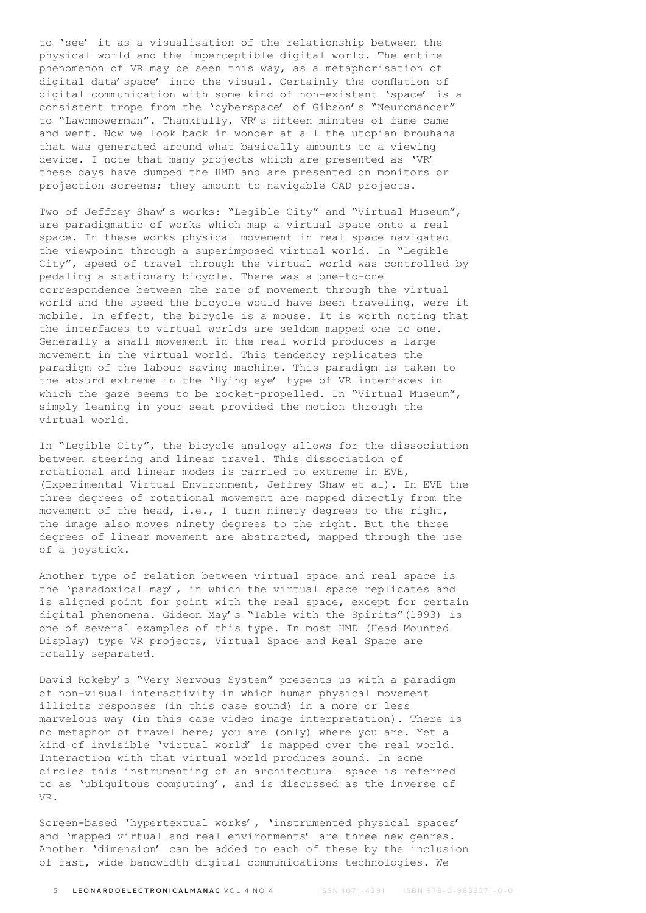to 'see' it as a visualisation of the relationship between the physical world and the imperceptible digital world. The entire phenomenon of VR may be seen this way, as a metaphorisation of digital data' space' into the visual. Certainly the conflation of digital communication with some kind of non-existent 'space' is a consistent trope from the 'cyberspace' of Gibson's "Neuromancer" to "Lawnmowerman". Thankfully, VR's fifteen minutes of fame came and went. Now we look back in wonder at all the utopian brouhaha that was generated around what basically amounts to a viewing device. I note that many projects which are presented as 'VR' these days have dumped the HMD and are presented on monitors or projection screens; they amount to navigable CAD projects.

Two of Jeffrey Shaw's works: "Legible City" and "Virtual Museum", are paradigmatic of works which map a virtual space onto a real space. In these works physical movement in real space navigated the viewpoint through a superimposed virtual world. In "Legible City", speed of travel through the virtual world was controlled by pedaling a stationary bicycle. There was a one-to-one correspondence between the rate of movement through the virtual world and the speed the bicycle would have been traveling, were it mobile. In effect, the bicycle is a mouse. It is worth noting that the interfaces to virtual worlds are seldom mapped one to one. Generally a small movement in the real world produces a large movement in the virtual world. This tendency replicates the paradigm of the labour saving machine. This paradigm is taken to the absurd extreme in the 'flying eye' type of VR interfaces in which the gaze seems to be rocket-propelled. In "Virtual Museum", simply leaning in your seat provided the motion through the virtual world.

In "Legible City", the bicycle analogy allows for the dissociation between steering and linear travel. This dissociation of rotational and linear modes is carried to extreme in EVE, (Experimental Virtual Environment, Jeffrey Shaw et al). In EVE the three degrees of rotational movement are mapped directly from the movement of the head, i.e., I turn ninety degrees to the right, the image also moves ninety degrees to the right. But the three degrees of linear movement are abstracted, mapped through the use of a joystick.

Another type of relation between virtual space and real space is the 'paradoxical map', in which the virtual space replicates and is aligned point for point with the real space, except for certain digital phenomena. Gideon May's "Table with the Spirits"(1993) is one of several examples of this type. In most HMD (Head Mounted Display) type VR projects, Virtual Space and Real Space are totally separated.

David Rokeby's "Very Nervous System" presents us with a paradigm of non-visual interactivity in which human physical movement illicits responses (in this case sound) in a more or less marvelous way (in this case video image interpretation). There is no metaphor of travel here; you are (only) where you are. Yet a kind of invisible 'virtual world' is mapped over the real world. Interaction with that virtual world produces sound. In some circles this instrumenting of an architectural space is referred to as 'ubiquitous computing', and is discussed as the inverse of VR.

Screen-based 'hypertextual works', 'instrumented physical spaces' and 'mapped virtual and real environments' are three new genres. Another 'dimension' can be added to each of these by the inclusion of fast, wide bandwidth digital communications technologies. We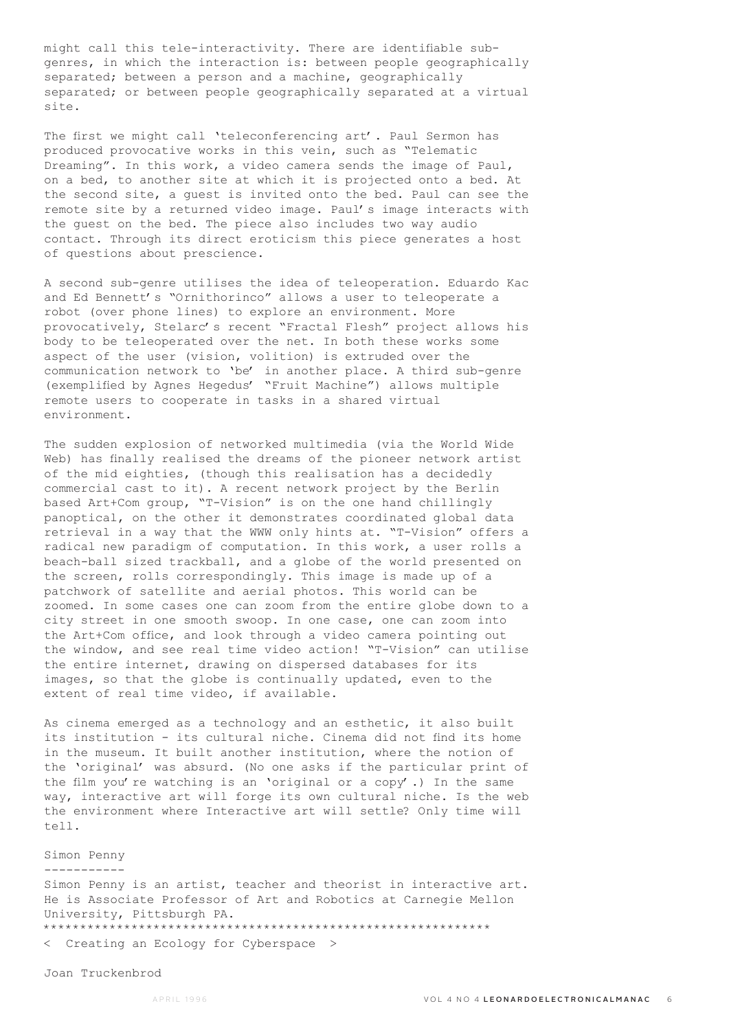might call this tele-interactivity. There are identifiable sub-genres, in which the interaction is: between people geographically separated; between a person and a machine, geographically separated; or between people geographically separated at a virtual site.

The first we might call 'teleconferencing art'. Paul Sermon has produced provocative works in this vein, such as "Telematic Dreaming". In this work, a video camera sends the image of Paul, on a bed, to another site at which it is projected onto a bed. At the second site, a guest is invited onto the bed. Paul can see the remote site by a returned video image. Paul's image interacts with the guest on the bed. The piece also includes two way audio contact. Through its direct eroticism this piece generates a host of questions about prescience.

A second sub-genre utilises the idea of teleoperation. Eduardo Kac and Ed Bennett's "Ornithorinco" allows a user to teleoperate a robot (over phone lines) to explore an environment. More provocatively, Stelarc's recent "Fractal Flesh" project allows his body to be teleoperated over the net. In both these works some aspect of the user (vision, volition) is extruded over the communication network to 'be' in another place. A third sub-genre (exemplified by Agnes Hegedus' "Fruit Machine") allows multiple remote users to cooperate in tasks in a shared virtual environment.

The sudden explosion of networked multimedia (via the World Wide Web) has finally realised the dreams of the pioneer network artist of the mid eighties, (though this realisation has a decidedly commercial cast to it). A recent network project by the Berlin based Art+Com group, "T-Vision" is on the one hand chillingly panoptical, on the other it demonstrates coordinated global data retrieval in a way that the WWW only hints at. "T-Vision" offers a radical new paradigm of computation. In this work, a user rolls a beach-ball sized trackball, and a globe of the world presented on the screen, rolls correspondingly. This image is made up of a patchwork of satellite and aerial photos. This world can be zoomed. In some cases one can zoom from the entire globe down to a city street in one smooth swoop. In one case, one can zoom into the Art+Com office, and look through a video camera pointing out the window, and see real time video action! "T-Vision" can utilise the entire internet, drawing on dispersed databases for its images, so that the globe is continually updated, even to the extent of real time video, if available.

As cinema emerged as a technology and an esthetic, it also built its institution - its cultural niche. Cinema did not find its home in the museum. It built another institution, where the notion of the 'original' was absurd. (No one asks if the particular print of the film you're watching is an 'original or a copy'.) In the same way, interactive art will forge its own cultural niche. Is the web the environment where Interactive art will settle? Only time will tell.

Simon Penny

-----------

Simon Penny is an artist, teacher and theorist in interactive art. He is Associate Professor of Art and Robotics at Carnegie Mellon University, Pittsburgh PA.

*************************************************************

< Creating an Ecology for Cyberspace >

Joan Truckenbrod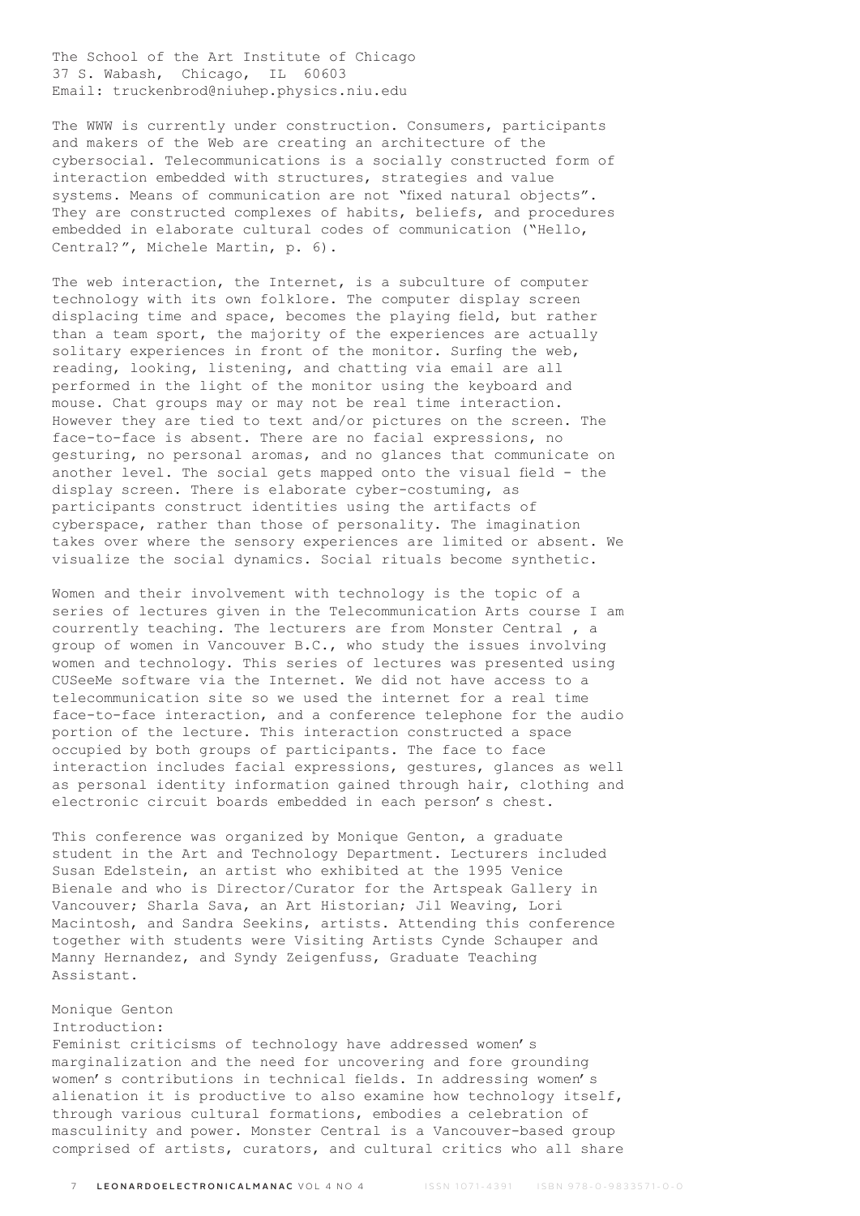The School of the Art Institute of Chicago
37 S. Wabash, Chicago, IL 60603
Email: truckenbrod@niuhep.physics.niu.edu

The WWW is currently under construction. Consumers, participants and makers of the Web are creating an architecture of the cybersocial. Telecommunications is a socially constructed form of interaction embedded with structures, strategies and value systems. Means of communication are not "fixed natural objects". They are constructed complexes of habits, beliefs, and procedures embedded in elaborate cultural codes of communication ("Hello, Central?", Michele Martin, p. 6).

The web interaction, the Internet, is a subculture of computer technology with its own folklore. The computer display screen displacing time and space, becomes the playing field, but rather than a team sport, the majority of the experiences are actually solitary experiences in front of the monitor. Surfing the web, reading, looking, listening, and chatting via email are all performed in the light of the monitor using the keyboard and mouse. Chat groups may or may not be real time interaction. However they are tied to text and/or pictures on the screen. The face-to-face is absent. There are no facial expressions, no gesturing, no personal aromas, and no glances that communicate on another level. The social gets mapped onto the visual field - the display screen. There is elaborate cyber-costuming, as participants construct identities using the artifacts of cyberspace, rather than those of personality. The imagination takes over where the sensory experiences are limited or absent. We visualize the social dynamics. Social rituals become synthetic.

Women and their involvement with technology is the topic of a series of lectures given in the Telecommunication Arts course I am courrently teaching. The lecturers are from Monster Central , a group of women in Vancouver B.C., who study the issues involving women and technology. This series of lectures was presented using CUSeeMe software via the Internet. We did not have access to a telecommunication site so we used the internet for a real time face-to-face interaction, and a conference telephone for the audio portion of the lecture. This interaction constructed a space occupied by both groups of participants. The face to face interaction includes facial expressions, gestures, glances as well as personal identity information gained through hair, clothing and electronic circuit boards embedded in each person's chest.

This conference was organized by Monique Genton, a graduate student in the Art and Technology Department. Lecturers included Susan Edelstein, an artist who exhibited at the 1995 Venice Bienale and who is Director/Curator for the Artspeak Gallery in Vancouver; Sharla Sava, an Art Historian; Jil Weaving, Lori Macintosh, and Sandra Seekins, artists. Attending this conference together with students were Visiting Artists Cynde Schauper and Manny Hernandez, and Syndy Zeigenfuss, Graduate Teaching Assistant.

Monique Genton
Introduction:
Feminist criticisms of technology have addressed women's marginalization and the need for uncovering and fore grounding women's contributions in technical fields. In addressing women's alienation it is productive to also examine how technology itself, through various cultural formations, embodies a celebration of masculinity and power. Monster Central is a Vancouver-based group comprised of artists, curators, and cultural critics who all share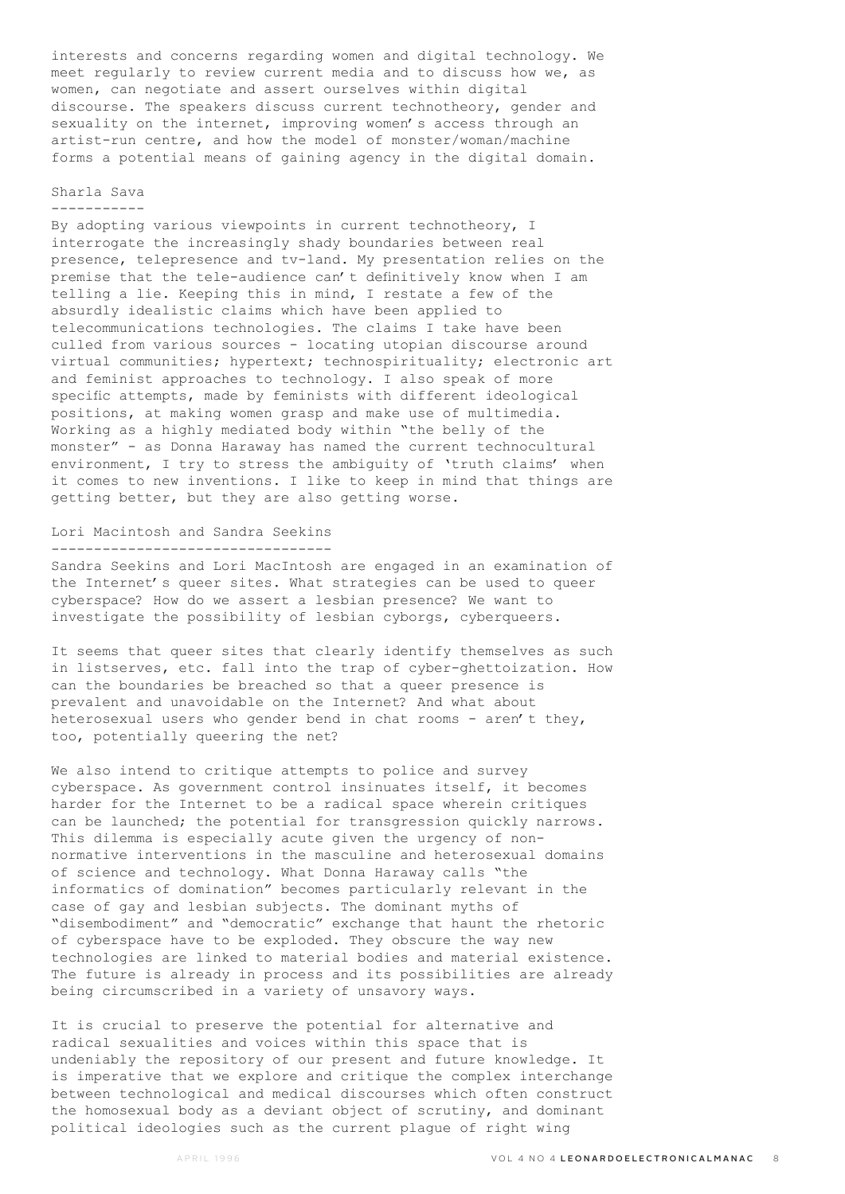interests and concerns regarding women and digital technology. We meet regularly to review current media and to discuss how we, as women, can negotiate and assert ourselves within digital discourse. The speakers discuss current technotheory, gender and sexuality on the internet, improving women's access through an artist-run centre, and how the model of monster/woman/machine forms a potential means of gaining agency in the digital domain.

## Sharla Sava

By adopting various viewpoints in current technotheory, I interrogate the increasingly shady boundaries between real presence, telepresence and tv-land. My presentation relies on the premise that the tele-audience can't definitively know when I am telling a lie. Keeping this in mind, I restate a few of the absurdly idealistic claims which have been applied to telecommunications technologies. The claims I take have been culled from various sources - locating utopian discourse around virtual communities; hypertext; technospirituality; electronic art and feminist approaches to technology. I also speak of more specific attempts, made by feminists with different ideological positions, at making women grasp and make use of multimedia. Working as a highly mediated body within "the belly of the monster" - as Donna Haraway has named the current technocultural environment, I try to stress the ambiguity of 'truth claims' when it comes to new inventions. I like to keep in mind that things are getting better, but they are also getting worse.

## Lori Macintosh and Sandra Seekins

Sandra Seekins and Lori MacIntosh are engaged in an examination of the Internet's queer sites. What strategies can be used to queer cyberspace? How do we assert a lesbian presence? We want to investigate the possibility of lesbian cyborgs, cyberqueers.

It seems that queer sites that clearly identify themselves as such in listserves, etc. fall into the trap of cyber-ghettoization. How can the boundaries be breached so that a queer presence is prevalent and unavoidable on the Internet? And what about heterosexual users who gender bend in chat rooms - aren't they, too, potentially queering the net?

We also intend to critique attempts to police and survey cyberspace. As government control insinuates itself, it becomes harder for the Internet to be a radical space wherein critiques can be launched; the potential for transgression quickly narrows. This dilemma is especially acute given the urgency of non-normative interventions in the masculine and heterosexual domains of science and technology. What Donna Haraway calls "the informatics of domination" becomes particularly relevant in the case of gay and lesbian subjects. The dominant myths of "disembodiment" and "democratic" exchange that haunt the rhetoric of cyberspace have to be exploded. They obscure the way new technologies are linked to material bodies and material existence. The future is already in process and its possibilities are already being circumscribed in a variety of unsavory ways.

It is crucial to preserve the potential for alternative and radical sexualities and voices within this space that is undeniably the repository of our present and future knowledge. It is imperative that we explore and critique the complex interchange between technological and medical discourses which often construct the homosexual body as a deviant object of scrutiny, and dominant political ideologies such as the current plague of right wing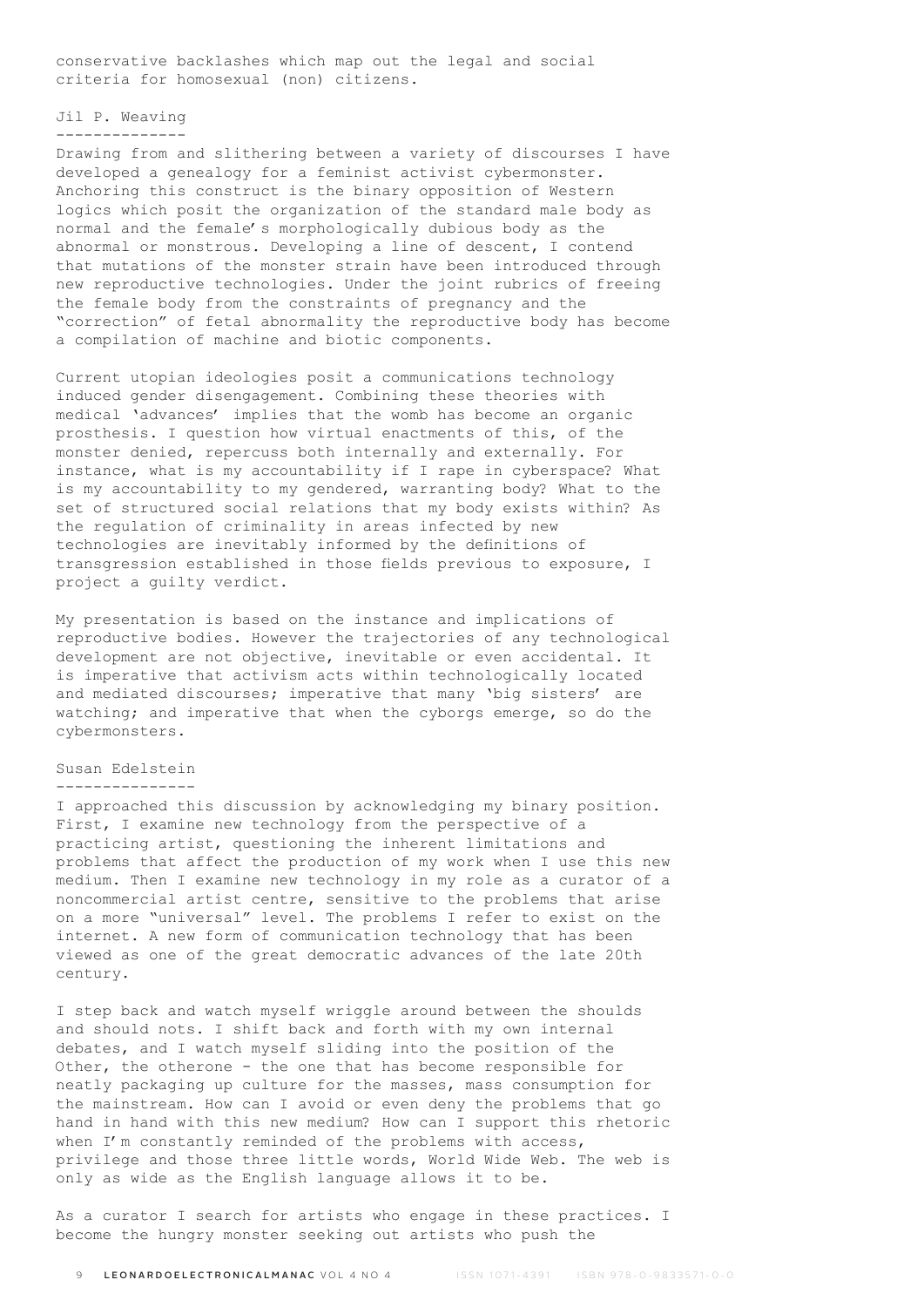conservative backlashes which map out the legal and social criteria for homosexual (non) citizens.

## Jil P. Weaving

Drawing from and slithering between a variety of discourses I have developed a genealogy for a feminist activist cybermonster. Anchoring this construct is the binary opposition of Western logics which posit the organization of the standard male body as normal and the female's morphologically dubious body as the abnormal or monstrous. Developing a line of descent, I contend that mutations of the monster strain have been introduced through new reproductive technologies. Under the joint rubrics of freeing the female body from the constraints of pregnancy and the "correction" of fetal abnormality the reproductive body has become a compilation of machine and biotic components.

Current utopian ideologies posit a communications technology induced gender disengagement. Combining these theories with medical 'advances' implies that the womb has become an organic prosthesis. I question how virtual enactments of this, of the monster denied, repercuss both internally and externally. For instance, what is my accountability if I rape in cyberspace? What is my accountability to my gendered, warranting body? What to the set of structured social relations that my body exists within? As the regulation of criminality in areas infected by new technologies are inevitably informed by the definitions of transgression established in those fields previous to exposure, I project a guilty verdict.

My presentation is based on the instance and implications of reproductive bodies. However the trajectories of any technological development are not objective, inevitable or even accidental. It is imperative that activism acts within technologically located and mediated discourses; imperative that many 'big sisters' are watching; and imperative that when the cyborgs emerge, so do the cybermonsters.

## Susan Edelstein

I approached this discussion by acknowledging my binary position. First, I examine new technology from the perspective of a practicing artist, questioning the inherent limitations and problems that affect the production of my work when I use this new medium. Then I examine new technology in my role as a curator of a noncommercial artist centre, sensitive to the problems that arise on a more "universal" level. The problems I refer to exist on the internet. A new form of communication technology that has been viewed as one of the great democratic advances of the late 20th century.

I step back and watch myself wriggle around between the shoulds and should nots. I shift back and forth with my own internal debates, and I watch myself sliding into the position of the Other, the otherone - the one that has become responsible for neatly packaging up culture for the masses, mass consumption for the mainstream. How can I avoid or even deny the problems that go hand in hand with this new medium? How can I support this rhetoric when I'm constantly reminded of the problems with access, privilege and those three little words, World Wide Web. The web is only as wide as the English language allows it to be.

As a curator I search for artists who engage in these practices. I become the hungry monster seeking out artists who push the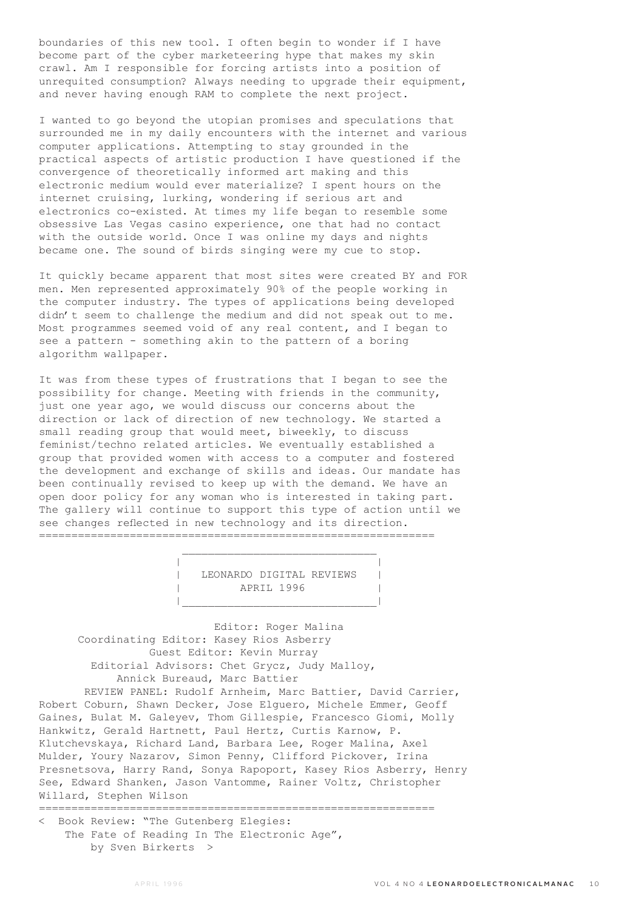boundaries of this new tool. I often begin to wonder if I have become part of the cyber marketeering hype that makes my skin crawl. Am I responsible for forcing artists into a position of unrequited consumption? Always needing to upgrade their equipment, and never having enough RAM to complete the next project.

I wanted to go beyond the utopian promises and speculations that surrounded me in my daily encounters with the internet and various computer applications. Attempting to stay grounded in the practical aspects of artistic production I have questioned if the convergence of theoretically informed art making and this electronic medium would ever materialize? I spent hours on the internet cruising, lurking, wondering if serious art and electronics co-existed. At times my life began to resemble some obsessive Las Vegas casino experience, one that had no contact with the outside world. Once I was online my days and nights became one. The sound of birds singing were my cue to stop.

It quickly became apparent that most sites were created BY and FOR men. Men represented approximately 90% of the people working in the computer industry. The types of applications being developed didn't seem to challenge the medium and did not speak out to me. Most programmes seemed void of any real content, and I began to see a pattern - something akin to the pattern of a boring algorithm wallpaper.

It was from these types of frustrations that I began to see the possibility for change. Meeting with friends in the community, just one year ago, we would discuss our concerns about the direction or lack of direction of new technology. We started a small reading group that would meet, biweekly, to discuss feminist/techno related articles. We eventually established a group that provided women with access to a computer and fostered the development and exchange of skills and ideas. Our mandate has been continually revised to keep up with the demand. We have an open door policy for any woman who is interested in taking part. The gallery will continue to support this type of action until we see changes reflected in new technology and its direction.

============================================================

# LEONARDO DIGITAL REVIEWS
## APRIL 1996

Editor: Roger Malina
Coordinating Editor: Kasey Rios Asberry
Guest Editor: Kevin Murray
Editorial Advisors: Chet Grycz, Judy Malloy, Annick Bureaud, Marc Battier

REVIEW PANEL: Rudolf Arnheim, Marc Battier, David Carrier, Robert Coburn, Shawn Decker, Jose Elguero, Michele Emmer, Geoff Gaines, Bulat M. Galeyev, Thom Gillespie, Francesco Giomi, Molly Hankwitz, Gerald Hartnett, Paul Hertz, Curtis Karnow, P. Klutchevskaya, Richard Land, Barbara Lee, Roger Malina, Axel Mulder, Youry Nazarov, Simon Penny, Clifford Pickover, Irina Presnetsova, Harry Rand, Sonya Rapoport, Kasey Rios Asberry, Henry See, Edward Shanken, Jason Vantomme, Rainer Voltz, Christopher Willard, Stephen Wilson

============================================================

< Book Review: "The Gutenberg Elegies: The Fate of Reading In The Electronic Age", by Sven Birkerts >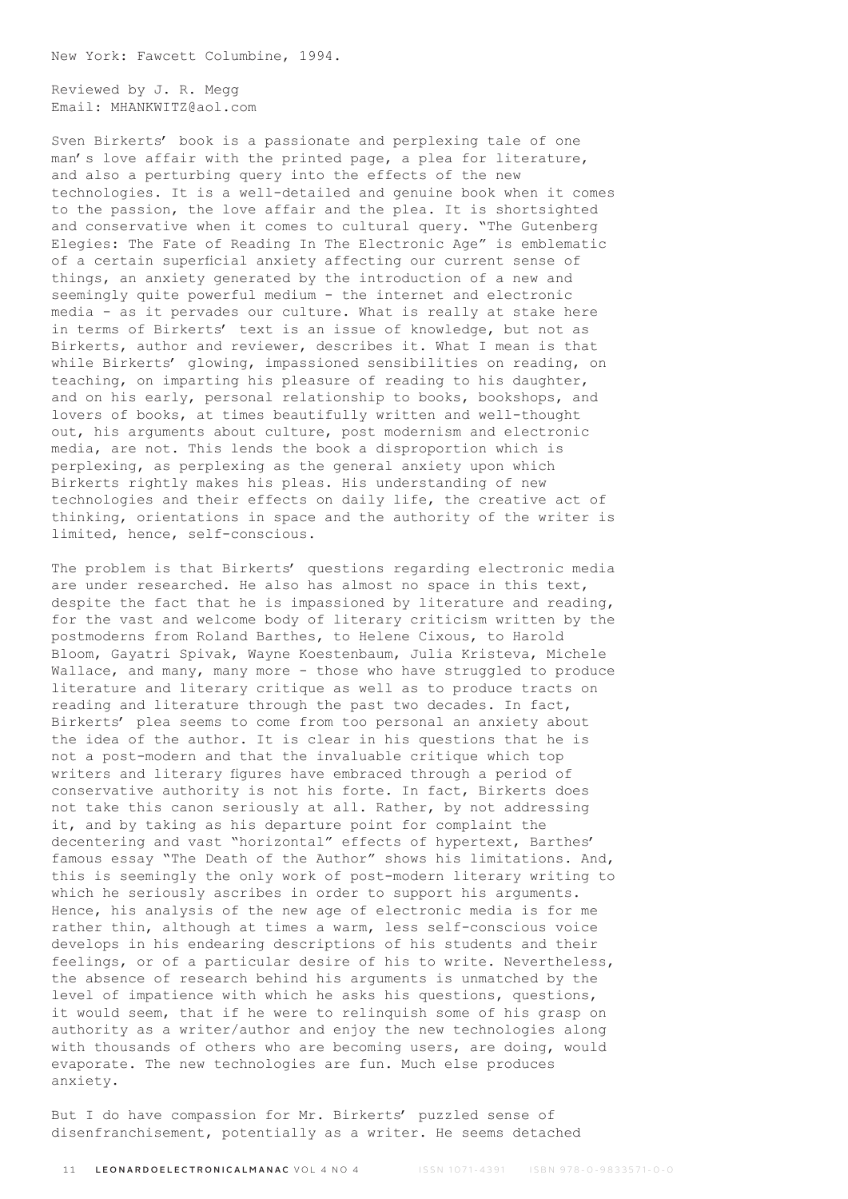New York: Fawcett Columbine, 1994.

Reviewed by J. R. Megg
Email: MHANKWITZ@aol.com

Sven Birkerts' book is a passionate and perplexing tale of one man's love affair with the printed page, a plea for literature, and also a perturbing query into the effects of the new technologies. It is a well-detailed and genuine book when it comes to the passion, the love affair and the plea. It is shortsighted and conservative when it comes to cultural query. "The Gutenberg Elegies: The Fate of Reading In The Electronic Age" is emblematic of a certain superficial anxiety affecting our current sense of things, an anxiety generated by the introduction of a new and seemingly quite powerful medium - the internet and electronic media - as it pervades our culture. What is really at stake here in terms of Birkerts' text is an issue of knowledge, but not as Birkerts, author and reviewer, describes it. What I mean is that while Birkerts' glowing, impassioned sensibilities on reading, on teaching, on imparting his pleasure of reading to his daughter, and on his early, personal relationship to books, bookshops, and lovers of books, at times beautifully written and well-thought out, his arguments about culture, post modernism and electronic media, are not. This lends the book a disproportion which is perplexing, as perplexing as the general anxiety upon which Birkerts rightly makes his pleas. His understanding of new technologies and their effects on daily life, the creative act of thinking, orientations in space and the authority of the writer is limited, hence, self-conscious.

The problem is that Birkerts' questions regarding electronic media are under researched. He also has almost no space in this text, despite the fact that he is impassioned by literature and reading, for the vast and welcome body of literary criticism written by the postmoderns from Roland Barthes, to Helene Cixous, to Harold Bloom, Gayatri Spivak, Wayne Koestenbaum, Julia Kristeva, Michele Wallace, and many, many more - those who have struggled to produce literature and literary critique as well as to produce tracts on reading and literature through the past two decades. In fact, Birkerts' plea seems to come from too personal an anxiety about the idea of the author. It is clear in his questions that he is not a post-modern and that the invaluable critique which top writers and literary figures have embraced through a period of conservative authority is not his forte. In fact, Birkerts does not take this canon seriously at all. Rather, by not addressing it, and by taking as his departure point for complaint the decentering and vast "horizontal" effects of hypertext, Barthes' famous essay "The Death of the Author" shows his limitations. And, this is seemingly the only work of post-modern literary writing to which he seriously ascribes in order to support his arguments. Hence, his analysis of the new age of electronic media is for me rather thin, although at times a warm, less self-conscious voice develops in his endearing descriptions of his students and their feelings, or of a particular desire of his to write. Nevertheless, the absence of research behind his arguments is unmatched by the level of impatience with which he asks his questions, questions, it would seem, that if he were to relinquish some of his grasp on authority as a writer/author and enjoy the new technologies along with thousands of others who are becoming users, are doing, would evaporate. The new technologies are fun. Much else produces anxiety.

But I do have compassion for Mr. Birkerts' puzzled sense of disenfranchisement, potentially as a writer. He seems detached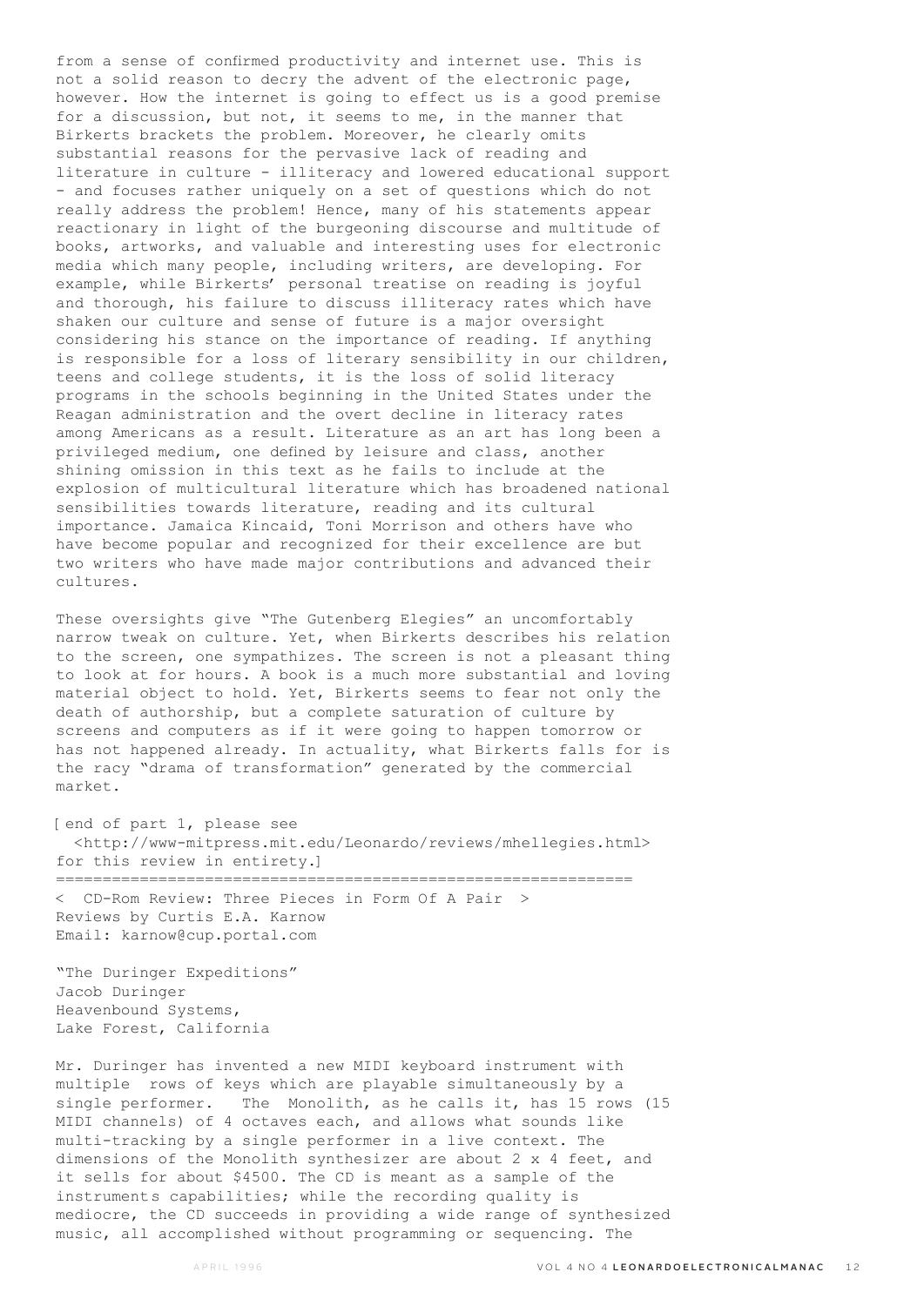from a sense of confirmed productivity and internet use. This is not a solid reason to decry the advent of the electronic page, however. How the internet is going to effect us is a good premise for a discussion, but not, it seems to me, in the manner that Birkerts brackets the problem. Moreover, he clearly omits substantial reasons for the pervasive lack of reading and literature in culture - illiteracy and lowered educational support - and focuses rather uniquely on a set of questions which do not really address the problem! Hence, many of his statements appear reactionary in light of the burgeoning discourse and multitude of books, artworks, and valuable and interesting uses for electronic media which many people, including writers, are developing. For example, while Birkerts' personal treatise on reading is joyful and thorough, his failure to discuss illiteracy rates which have shaken our culture and sense of future is a major oversight considering his stance on the importance of reading. If anything is responsible for a loss of literary sensibility in our children, teens and college students, it is the loss of solid literacy programs in the schools beginning in the United States under the Reagan administration and the overt decline in literacy rates among Americans as a result. Literature as an art has long been a privileged medium, one defined by leisure and class, another shining omission in this text as he fails to include at the explosion of multicultural literature which has broadened national sensibilities towards literature, reading and its cultural importance. Jamaica Kincaid, Toni Morrison and others have who have become popular and recognized for their excellence are but two writers who have made major contributions and advanced their cultures.

These oversights give "The Gutenberg Elegies" an uncomfortably narrow tweak on culture. Yet, when Birkerts describes his relation to the screen, one sympathizes. The screen is not a pleasant thing to look at for hours. A book is a much more substantial and loving material object to hold. Yet, Birkerts seems to fear not only the death of authorship, but a complete saturation of culture by screens and computers as if it were going to happen tomorrow or has not happened already. In actuality, what Birkerts falls for is the racy "drama of transformation" generated by the commercial market.

[ end of part 1, please see <http://www-mitpress.mit.edu/Leonardo/reviews/mhellegies.html> for this review in entirety.]

---

< CD-Rom Review: Three Pieces in Form Of A Pair >
Reviews by Curtis E.A. Karnow
Email: karnow@cup.portal.com

"The Duringer Expeditions"
Jacob Duringer
Heavenbound Systems,
Lake Forest, California

Mr. Duringer has invented a new MIDI keyboard instrument with multiple rows of keys which are playable simultaneously by a single performer. The Monolith, as he calls it, has 15 rows (15 MIDI channels) of 4 octaves each, and allows what sounds like multi-tracking by a single performer in a live context. The dimensions of the Monolith synthesizer are about 2 x 4 feet, and it sells for about $4500. The CD is meant as a sample of the instruments capabilities; while the recording quality is mediocre, the CD succeeds in providing a wide range of synthesized music, all accomplished without programming or sequencing. The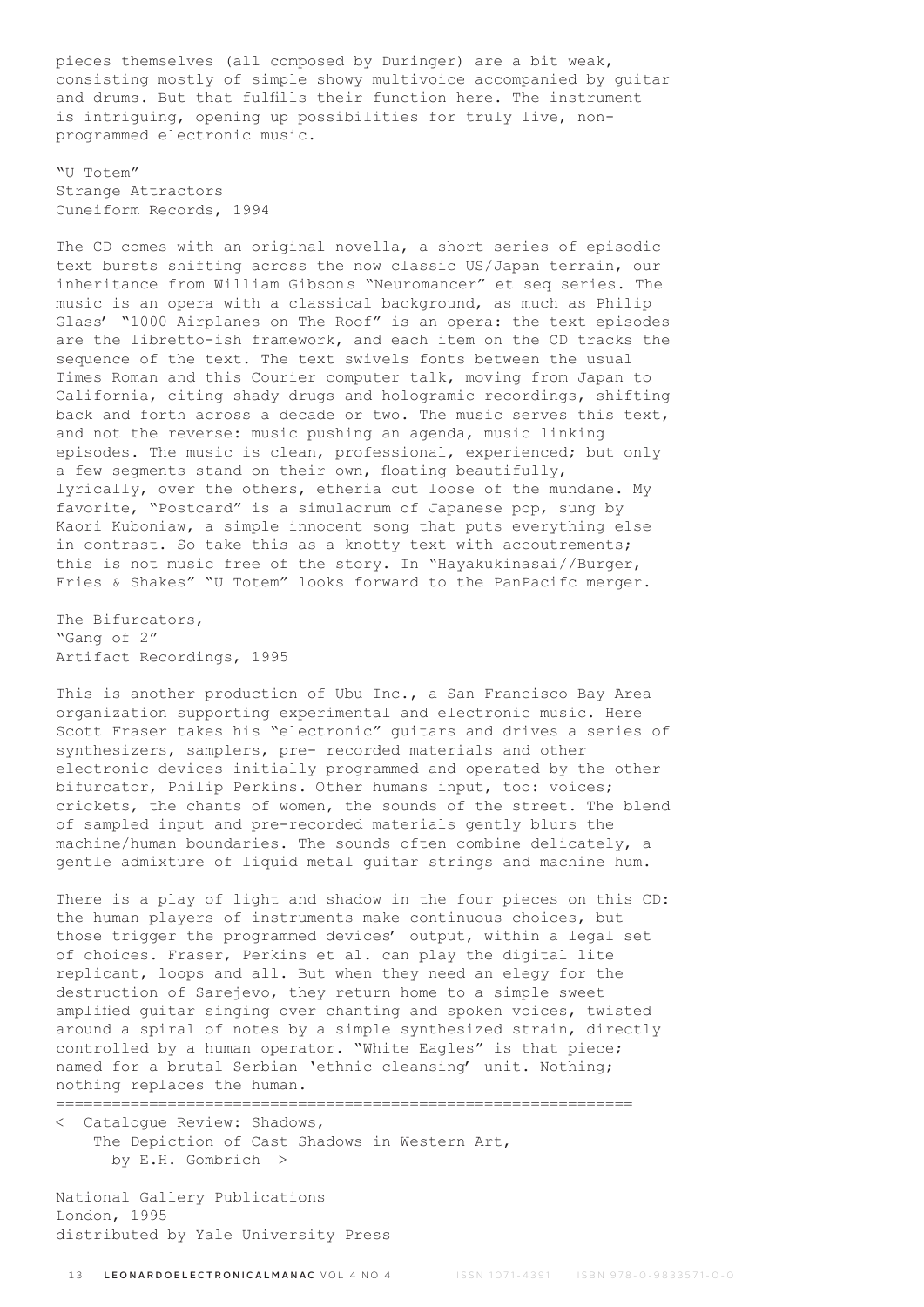pieces themselves (all composed by Duringer) are a bit weak, consisting mostly of simple showy multivoice accompanied by guitar and drums. But that fulfills their function here. The instrument is intriguing, opening up possibilities for truly live, non-programmed electronic music.

"U Totem"
Strange Attractors
Cuneiform Records, 1994

The CD comes with an original novella, a short series of episodic text bursts shifting across the now classic US/Japan terrain, our inheritance from William Gibsons "Neuromancer" et seq series. The music is an opera with a classical background, as much as Philip Glass' "1000 Airplanes on The Roof" is an opera: the text episodes are the libretto-ish framework, and each item on the CD tracks the sequence of the text. The text swivels fonts between the usual Times Roman and this Courier computer talk, moving from Japan to California, citing shady drugs and hologramic recordings, shifting back and forth across a decade or two. The music serves this text, and not the reverse: music pushing an agenda, music linking episodes. The music is clean, professional, experienced; but only a few segments stand on their own, floating beautifully, lyrically, over the others, etheria cut loose of the mundane. My favorite, "Postcard" is a simulacrum of Japanese pop, sung by Kaori Kuboniaw, a simple innocent song that puts everything else in contrast. So take this as a knotty text with accoutrements; this is not music free of the story. In "Hayakukinasai//Burger, Fries & Shakes" "U Totem" looks forward to the PanPacifc merger.

The Bifurcators,
"Gang of 2"
Artifact Recordings, 1995

This is another production of Ubu Inc., a San Francisco Bay Area organization supporting experimental and electronic music. Here Scott Fraser takes his "electronic" guitars and drives a series of synthesizers, samplers, pre- recorded materials and other electronic devices initially programmed and operated by the other bifurcator, Philip Perkins. Other humans input, too: voices; crickets, the chants of women, the sounds of the street. The blend of sampled input and pre-recorded materials gently blurs the machine/human boundaries. The sounds often combine delicately, a gentle admixture of liquid metal guitar strings and machine hum.

There is a play of light and shadow in the four pieces on this CD: the human players of instruments make continuous choices, but those trigger the programmed devices' output, within a legal set of choices. Fraser, Perkins et al. can play the digital lite replicant, loops and all. But when they need an elegy for the destruction of Sarejevo, they return home to a simple sweet amplified guitar singing over chanting and spoken voices, twisted around a spiral of notes by a simple synthesized strain, directly controlled by a human operator. "White Eagles" is that piece; named for a brutal Serbian 'ethnic cleansing' unit. Nothing; nothing replaces the human.

---

< Catalogue Review: Shadows,
The Depiction of Cast Shadows in Western Art,
by E.H. Gombrich >

National Gallery Publications
London, 1995
distributed by Yale University Press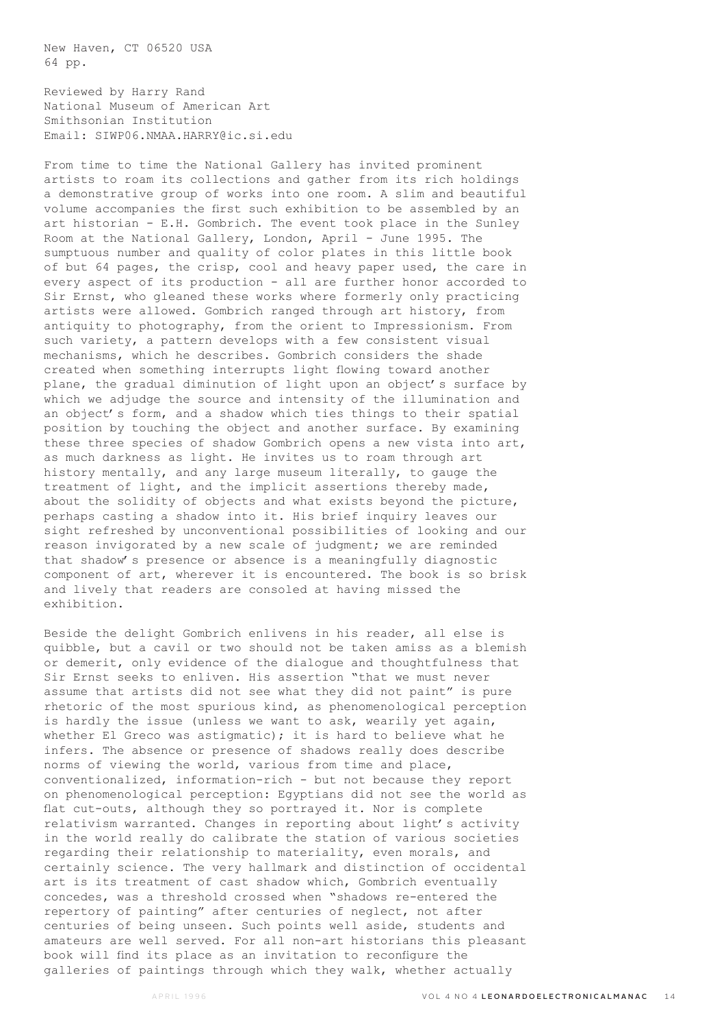New Haven, CT 06520 USA
64 pp.

Reviewed by Harry Rand
National Museum of American Art
Smithsonian Institution
Email: SIWP06.NMAA.HARRY@ic.si.edu

From time to time the National Gallery has invited prominent artists to roam its collections and gather from its rich holdings a demonstrative group of works into one room. A slim and beautiful volume accompanies the first such exhibition to be assembled by an art historian - E.H. Gombrich. The event took place in the Sunley Room at the National Gallery, London, April - June 1995. The sumptuous number and quality of color plates in this little book of but 64 pages, the crisp, cool and heavy paper used, the care in every aspect of its production - all are further honor accorded to Sir Ernst, who gleaned these works where formerly only practicing artists were allowed. Gombrich ranged through art history, from antiquity to photography, from the orient to Impressionism. From such variety, a pattern develops with a few consistent visual mechanisms, which he describes. Gombrich considers the shade created when something interrupts light flowing toward another plane, the gradual diminution of light upon an object's surface by which we adjudge the source and intensity of the illumination and an object's form, and a shadow which ties things to their spatial position by touching the object and another surface. By examining these three species of shadow Gombrich opens a new vista into art, as much darkness as light. He invites us to roam through art history mentally, and any large museum literally, to gauge the treatment of light, and the implicit assertions thereby made, about the solidity of objects and what exists beyond the picture, perhaps casting a shadow into it. His brief inquiry leaves our sight refreshed by unconventional possibilities of looking and our reason invigorated by a new scale of judgment; we are reminded that shadow's presence or absence is a meaningfully diagnostic component of art, wherever it is encountered. The book is so brisk and lively that readers are consoled at having missed the exhibition.

Beside the delight Gombrich enlivens in his reader, all else is quibble, but a cavil or two should not be taken amiss as a blemish or demerit, only evidence of the dialogue and thoughtfulness that Sir Ernst seeks to enliven. His assertion "that we must never assume that artists did not see what they did not paint" is pure rhetoric of the most spurious kind, as phenomenological perception is hardly the issue (unless we want to ask, wearily yet again, whether El Greco was astigmatic); it is hard to believe what he infers. The absence or presence of shadows really does describe norms of viewing the world, various from time and place, conventionalized, information-rich - but not because they report on phenomenological perception: Egyptians did not see the world as flat cut-outs, although they so portrayed it. Nor is complete relativism warranted. Changes in reporting about light's activity in the world really do calibrate the station of various societies regarding their relationship to materiality, even morals, and certainly science. The very hallmark and distinction of occidental art is its treatment of cast shadow which, Gombrich eventually concedes, was a threshold crossed when "shadows re-entered the repertory of painting" after centuries of neglect, not after centuries of being unseen. Such points well aside, students and amateurs are well served. For all non-art historians this pleasant book will find its place as an invitation to reconfigure the galleries of paintings through which they walk, whether actually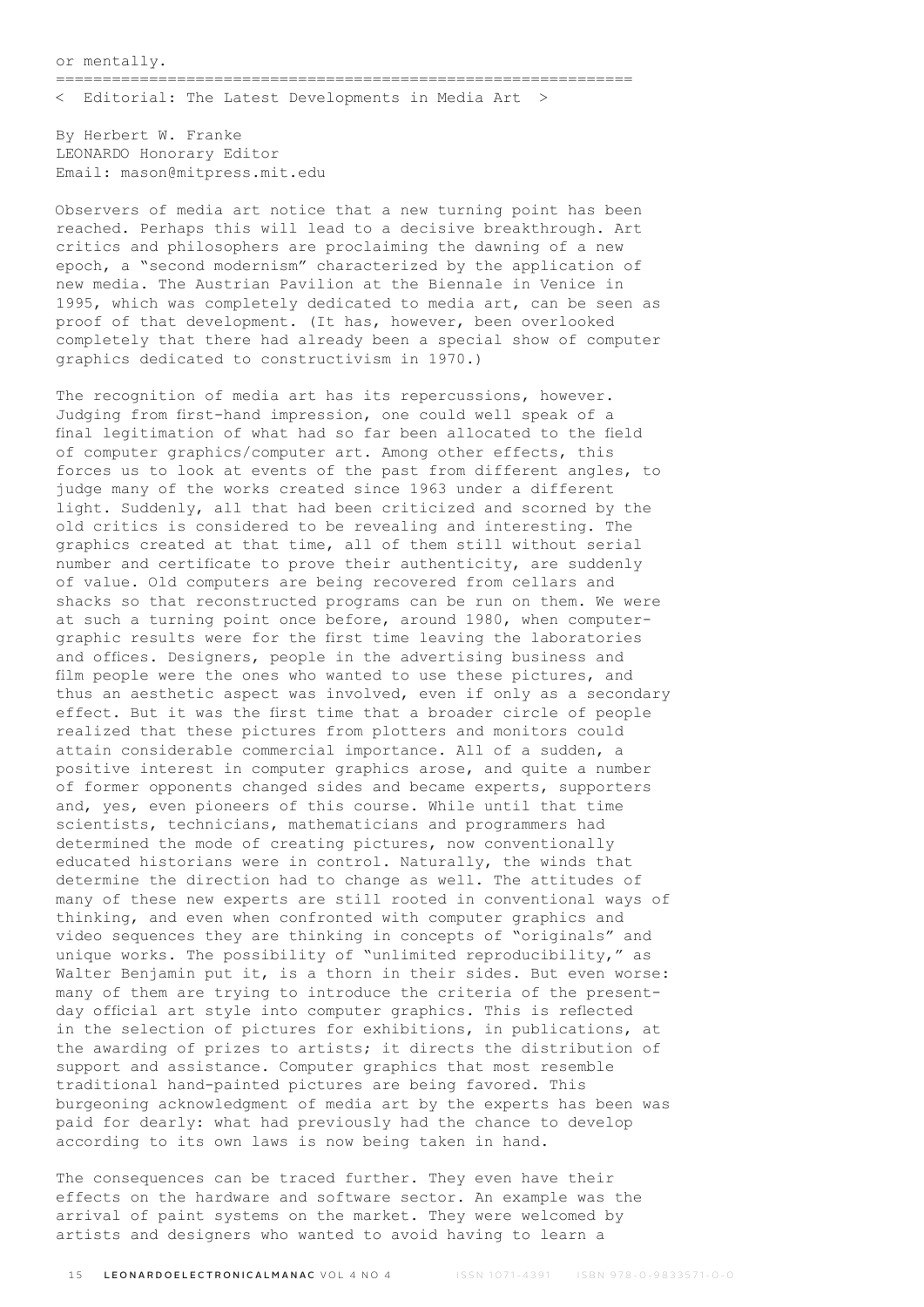or mentally.

================================================================

< Editorial: The Latest Developments in Media Art >

By Herbert W. Franke
LEONARDO Honorary Editor
Email: mason@mitpress.mit.edu

Observers of media art notice that a new turning point has been reached. Perhaps this will lead to a decisive breakthrough. Art critics and philosophers are proclaiming the dawning of a new epoch, a "second modernism" characterized by the application of new media. The Austrian Pavilion at the Biennale in Venice in 1995, which was completely dedicated to media art, can be seen as proof of that development. (It has, however, been overlooked completely that there had already been a special show of computer graphics dedicated to constructivism in 1970.)

The recognition of media art has its repercussions, however. Judging from first-hand impression, one could well speak of a final legitimation of what had so far been allocated to the field of computer graphics/computer art. Among other effects, this forces us to look at events of the past from different angles, to judge many of the works created since 1963 under a different light. Suddenly, all that had been criticized and scorned by the old critics is considered to be revealing and interesting. The graphics created at that time, all of them still without serial number and certificate to prove their authenticity, are suddenly of value. Old computers are being recovered from cellars and shacks so that reconstructed programs can be run on them. We were at such a turning point once before, around 1980, when computer-graphic results were for the first time leaving the laboratories and offices. Designers, people in the advertising business and film people were the ones who wanted to use these pictures, and thus an aesthetic aspect was involved, even if only as a secondary effect. But it was the first time that a broader circle of people realized that these pictures from plotters and monitors could attain considerable commercial importance. All of a sudden, a positive interest in computer graphics arose, and quite a number of former opponents changed sides and became experts, supporters and, yes, even pioneers of this course. While until that time scientists, technicians, mathematicians and programmers had determined the mode of creating pictures, now conventionally educated historians were in control. Naturally, the winds that determine the direction had to change as well. The attitudes of many of these new experts are still rooted in conventional ways of thinking, and even when confronted with computer graphics and video sequences they are thinking in concepts of "originals" and unique works. The possibility of "unlimited reproducibility," as Walter Benjamin put it, is a thorn in their sides. But even worse: many of them are trying to introduce the criteria of the present-day official art style into computer graphics. This is reflected in the selection of pictures for exhibitions, in publications, at the awarding of prizes to artists; it directs the distribution of support and assistance. Computer graphics that most resemble traditional hand-painted pictures are being favored. This burgeoning acknowledgment of media art by the experts has been was paid for dearly: what had previously had the chance to develop according to its own laws is now being taken in hand.

The consequences can be traced further. They even have their effects on the hardware and software sector. An example was the arrival of paint systems on the market. They were welcomed by artists and designers who wanted to avoid having to learn a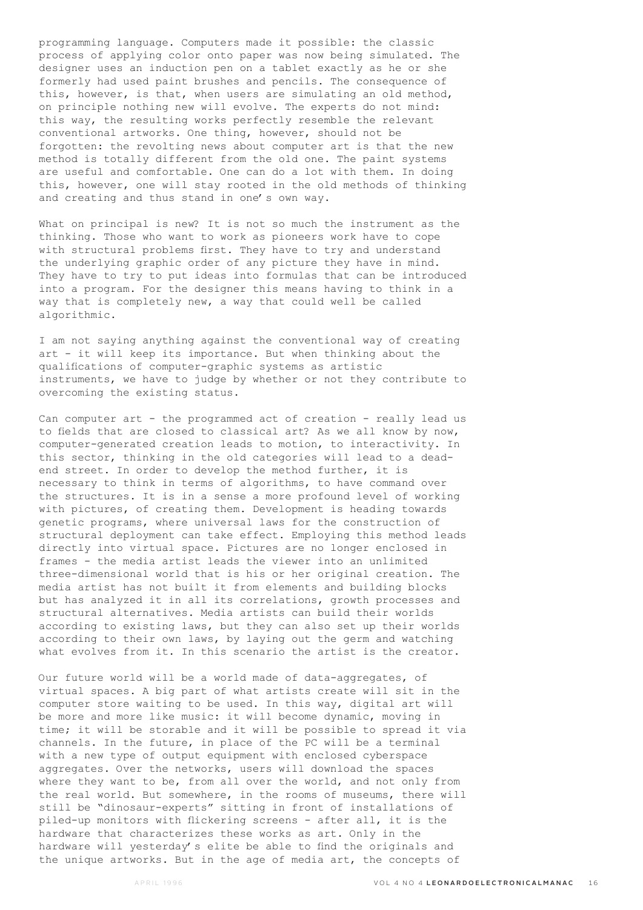programming language. Computers made it possible: the classic process of applying color onto paper was now being simulated. The designer uses an induction pen on a tablet exactly as he or she formerly had used paint brushes and pencils. The consequence of this, however, is that, when users are simulating an old method, on principle nothing new will evolve. The experts do not mind: this way, the resulting works perfectly resemble the relevant conventional artworks. One thing, however, should not be forgotten: the revolting news about computer art is that the new method is totally different from the old one. The paint systems are useful and comfortable. One can do a lot with them. In doing this, however, one will stay rooted in the old methods of thinking and creating and thus stand in one's own way.

What on principal is new? It is not so much the instrument as the thinking. Those who want to work as pioneers work have to cope with structural problems first. They have to try and understand the underlying graphic order of any picture they have in mind. They have to try to put ideas into formulas that can be introduced into a program. For the designer this means having to think in a way that is completely new, a way that could well be called algorithmic.

I am not saying anything against the conventional way of creating art - it will keep its importance. But when thinking about the qualifications of computer-graphic systems as artistic instruments, we have to judge by whether or not they contribute to overcoming the existing status.

Can computer art - the programmed act of creation - really lead us to fields that are closed to classical art? As we all know by now, computer-generated creation leads to motion, to interactivity. In this sector, thinking in the old categories will lead to a dead-end street. In order to develop the method further, it is necessary to think in terms of algorithms, to have command over the structures. It is in a sense a more profound level of working with pictures, of creating them. Development is heading towards genetic programs, where universal laws for the construction of structural deployment can take effect. Employing this method leads directly into virtual space. Pictures are no longer enclosed in frames - the media artist leads the viewer into an unlimited three-dimensional world that is his or her original creation. The media artist has not built it from elements and building blocks but has analyzed it in all its correlations, growth processes and structural alternatives. Media artists can build their worlds according to existing laws, but they can also set up their worlds according to their own laws, by laying out the germ and watching what evolves from it. In this scenario the artist is the creator.

Our future world will be a world made of data-aggregates, of virtual spaces. A big part of what artists create will sit in the computer store waiting to be used. In this way, digital art will be more and more like music: it will become dynamic, moving in time; it will be storable and it will be possible to spread it via channels. In the future, in place of the PC will be a terminal with a new type of output equipment with enclosed cyberspace aggregates. Over the networks, users will download the spaces where they want to be, from all over the world, and not only from the real world. But somewhere, in the rooms of museums, there will still be "dinosaur-experts" sitting in front of installations of piled-up monitors with flickering screens - after all, it is the hardware that characterizes these works as art. Only in the hardware will yesterday's elite be able to find the originals and the unique artworks. But in the age of media art, the concepts of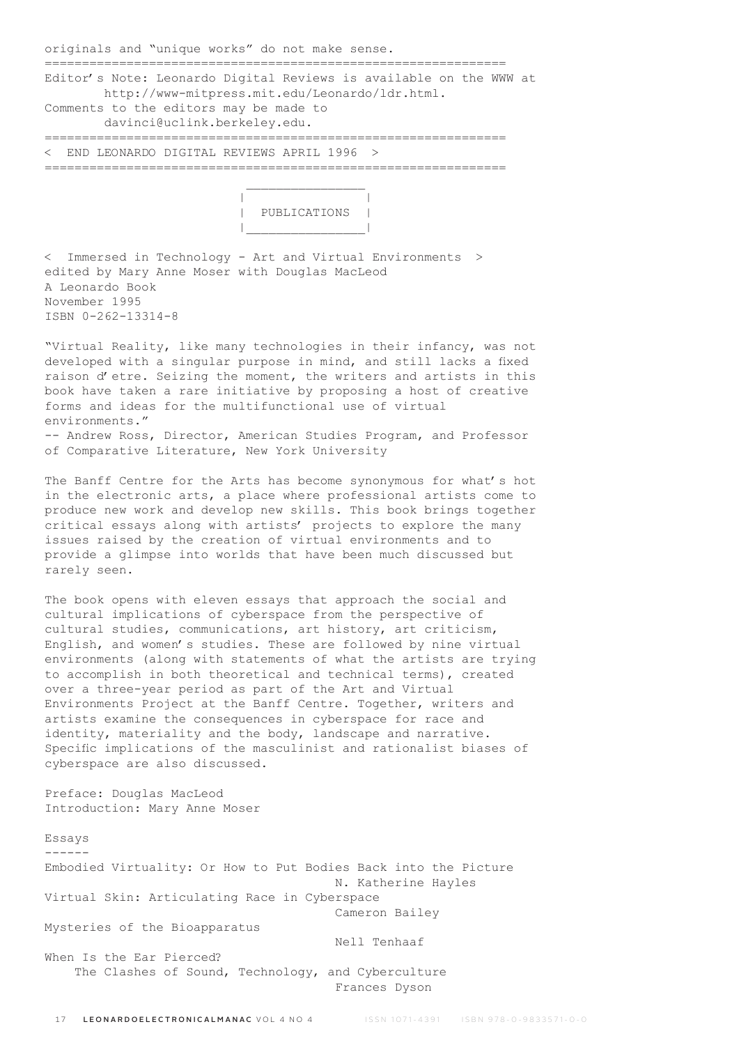originals and "unique works" do not make sense.

==============================================================

Editor's Note: Leonardo Digital Reviews is available on the WWW at http://www-mitpress.mit.edu/Leonardo/ldr.html.

Comments to the editors may be made to davinci@uclink.berkeley.edu.

==============================================================

< END LEONARDO DIGITAL REVIEWS APRIL 1996 >

==============================================================

## PUBLICATIONS

< Immersed in Technology - Art and Virtual Environments >
edited by Mary Anne Moser with Douglas MacLeod
A Leonardo Book
November 1995
ISBN 0-262-13314-8

"Virtual Reality, like many technologies in their infancy, was not developed with a singular purpose in mind, and still lacks a fixed raison d'etre. Seizing the moment, the writers and artists in this book have taken a rare initiative by proposing a host of creative forms and ideas for the multifunctional use of virtual environments."
-- Andrew Ross, Director, American Studies Program, and Professor of Comparative Literature, New York University

The Banff Centre for the Arts has become synonymous for what's hot in the electronic arts, a place where professional artists come to produce new work and develop new skills. This book brings together critical essays along with artists' projects to explore the many issues raised by the creation of virtual environments and to provide a glimpse into worlds that have been much discussed but rarely seen.

The book opens with eleven essays that approach the social and cultural implications of cyberspace from the perspective of cultural studies, communications, art history, art criticism, English, and women's studies. These are followed by nine virtual environments (along with statements of what the artists are trying to accomplish in both theoretical and technical terms), created over a three-year period as part of the Art and Virtual Environments Project at the Banff Centre. Together, writers and artists examine the consequences in cyberspace for race and identity, materiality and the body, landscape and narrative. Specific implications of the masculinist and rationalist biases of cyberspace are also discussed.

Preface: Douglas MacLeod
Introduction: Mary Anne Moser

### Essays

Embodied Virtuality: Or How to Put Bodies Back into the Picture
N. Katherine Hayles

Virtual Skin: Articulating Race in Cyberspace
Cameron Bailey

Mysteries of the Bioapparatus
Nell Tenhaaf

When Is the Ear Pierced?
The Clashes of Sound, Technology, and Cyberculture
Frances Dyson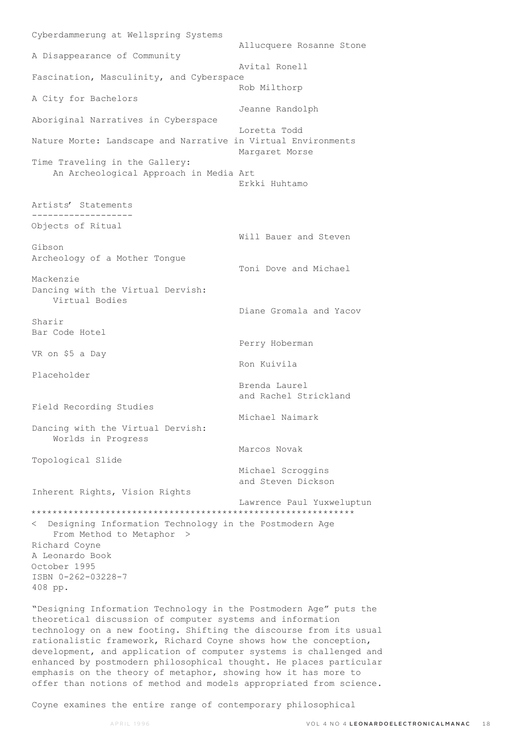Cyberdammerung at Wellspring Systems
Allucquere Rosanne Stone

A Disappearance of Community
Avital Ronell

Fascination, Masculinity, and Cyberspace
Rob Milthorp

A City for Bachelors
Jeanne Randolph

Aboriginal Narratives in Cyberspace
Loretta Todd

Nature Morte: Landscape and Narrative in Virtual Environments
Margaret Morse

Time Traveling in the Gallery: An Archeological Approach in Media Art
Erkki Huhtamo

## Artists' Statements

Objects of Ritual
Will Bauer and Steven Gibson

Archeology of a Mother Tongue
Toni Dove and Michael Mackenzie

Dancing with the Virtual Dervish: Virtual Bodies
Diane Gromala and Yacov Sharir

Bar Code Hotel
Perry Hoberman

VR on $5 a Day
Ron Kuivila

Placeholder
Brenda Laurel and Rachel Strickland

Field Recording Studies
Michael Naimark

Dancing with the Virtual Dervish: Worlds in Progress
Marcos Novak

Topological Slide
Michael Scroggins and Steven Dickson

Inherent Rights, Vision Rights
Lawrence Paul Yuxweluptun

************************************************************

< Designing Information Technology in the Postmodern Age From Method to Metaphor >

Richard Coyne
A Leonardo Book
October 1995
ISBN 0-262-03228-7
408 pp.

"Designing Information Technology in the Postmodern Age" puts the theoretical discussion of computer systems and information technology on a new footing. Shifting the discourse from its usual rationalistic framework, Richard Coyne shows how the conception, development, and application of computer systems is challenged and enhanced by postmodern philosophical thought. He places particular emphasis on the theory of metaphor, showing how it has more to offer than notions of method and models appropriated from science.

Coyne examines the entire range of contemporary philosophical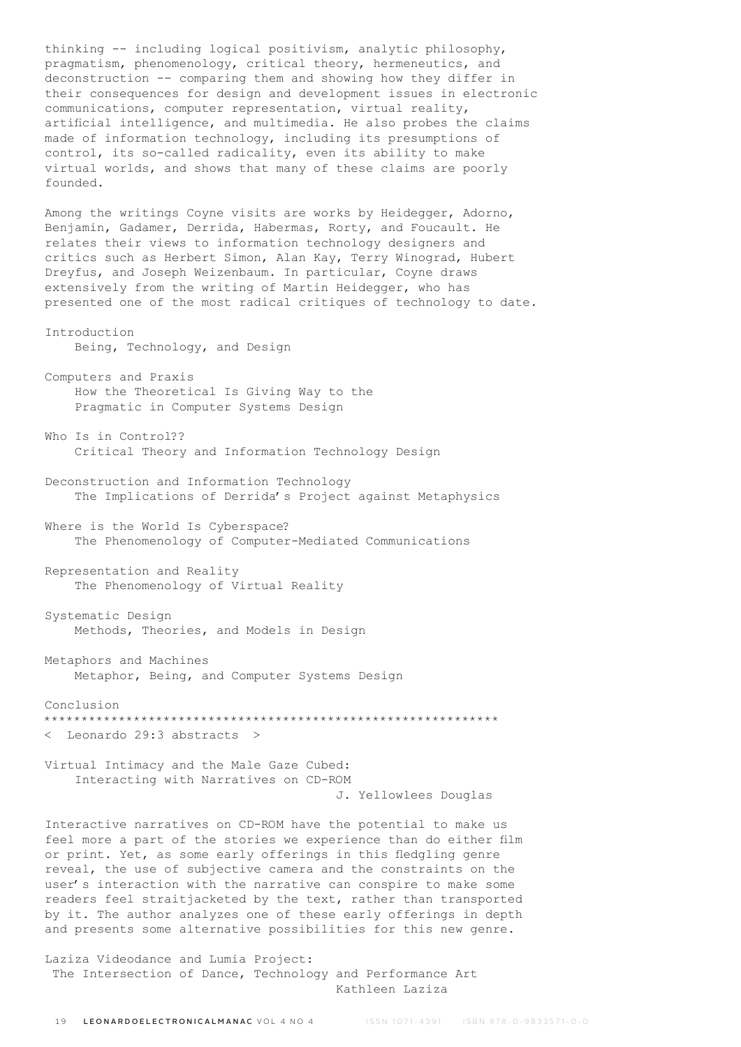thinking -- including logical positivism, analytic philosophy, pragmatism, phenomenology, critical theory, hermeneutics, and deconstruction -- comparing them and showing how they differ in their consequences for design and development issues in electronic communications, computer representation, virtual reality, artificial intelligence, and multimedia. He also probes the claims made of information technology, including its presumptions of control, its so-called radicality, even its ability to make virtual worlds, and shows that many of these claims are poorly founded.

Among the writings Coyne visits are works by Heidegger, Adorno, Benjamin, Gadamer, Derrida, Habermas, Rorty, and Foucault. He relates their views to information technology designers and critics such as Herbert Simon, Alan Kay, Terry Winograd, Hubert Dreyfus, and Joseph Weizenbaum. In particular, Coyne draws extensively from the writing of Martin Heidegger, who has presented one of the most radical critiques of technology to date.

Introduction
    Being, Technology, and Design

Computers and Praxis
    How the Theoretical Is Giving Way to the Pragmatic in Computer Systems Design

Who Is in Control??
    Critical Theory and Information Technology Design

Deconstruction and Information Technology
    The Implications of Derrida's Project against Metaphysics

Where is the World Is Cyberspace?
    The Phenomenology of Computer-Mediated Communications

Representation and Reality
    The Phenomenology of Virtual Reality

Systematic Design
    Methods, Theories, and Models in Design

Metaphors and Machines
    Metaphor, Being, and Computer Systems Design

Conclusion

*************************************************************

< Leonardo 29:3 abstracts >

Virtual Intimacy and the Male Gaze Cubed:
    Interacting with Narratives on CD-ROM

J. Yellowlees Douglas

Interactive narratives on CD-ROM have the potential to make us feel more a part of the stories we experience than do either film or print. Yet, as some early offerings in this fledgling genre reveal, the use of subjective camera and the constraints on the user's interaction with the narrative can conspire to make some readers feel straitjacketed by the text, rather than transported by it. The author analyzes one of these early offerings in depth and presents some alternative possibilities for this new genre.

Laziza Videodance and Lumia Project:
 The Intersection of Dance, Technology and Performance Art

Kathleen Laziza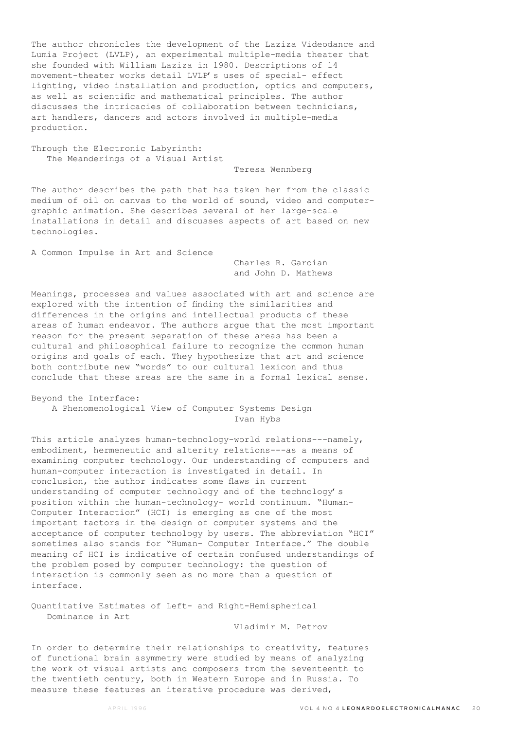The author chronicles the development of the Laziza Videodance and Lumia Project (LVLP), an experimental multiple-media theater that she founded with William Laziza in 1980. Descriptions of 14 movement-theater works detail LVLP's uses of special- effect lighting, video installation and production, optics and computers, as well as scientific and mathematical principles. The author discusses the intricacies of collaboration between technicians, art handlers, dancers and actors involved in multiple-media production.

### Through the Electronic Labyrinth: The Meanderings of a Visual Artist

Teresa Wennberg

The author describes the path that has taken her from the classic medium of oil on canvas to the world of sound, video and computer-graphic animation. She describes several of her large-scale installations in detail and discusses aspects of art based on new technologies.

### A Common Impulse in Art and Science

Charles R. Garoian and John D. Mathews

Meanings, processes and values associated with art and science are explored with the intention of finding the similarities and differences in the origins and intellectual products of these areas of human endeavor. The authors argue that the most important reason for the present separation of these areas has been a cultural and philosophical failure to recognize the common human origins and goals of each. They hypothesize that art and science both contribute new "words" to our cultural lexicon and thus conclude that these areas are the same in a formal lexical sense.

### Beyond the Interface: A Phenomenological View of Computer Systems Design

Ivan Hybs

This article analyzes human-technology-world relations---namely, embodiment, hermeneutic and alterity relations---as a means of examining computer technology. Our understanding of computers and human-computer interaction is investigated in detail. In conclusion, the author indicates some flaws in current understanding of computer technology and of the technology's position within the human-technology- world continuum. "Human-Computer Interaction" (HCI) is emerging as one of the most important factors in the design of computer systems and the acceptance of computer technology by users. The abbreviation "HCI" sometimes also stands for "Human- Computer Interface." The double meaning of HCI is indicative of certain confused understandings of the problem posed by computer technology: the question of interaction is commonly seen as no more than a question of interface.

### Quantitative Estimates of Left- and Right-Hemispherical Dominance in Art

Vladimir M. Petrov

In order to determine their relationships to creativity, features of functional brain asymmetry were studied by means of analyzing the work of visual artists and composers from the seventeenth to the twentieth century, both in Western Europe and in Russia. To measure these features an iterative procedure was derived,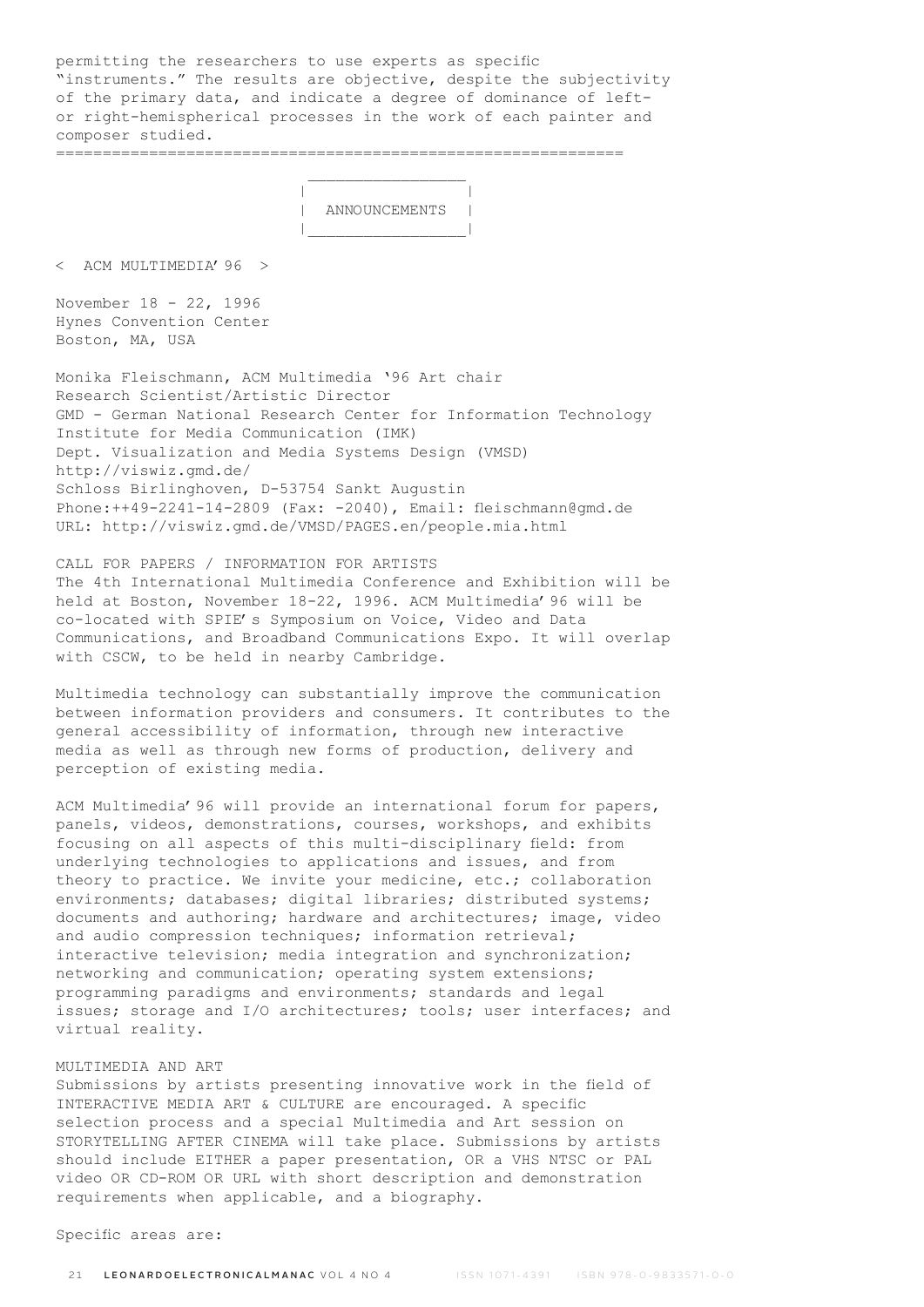permitting the researchers to use experts as specific "instruments." The results are objective, despite the subjectivity of the primary data, and indicate a degree of dominance of left- or right-hemispherical processes in the work of each painter and composer studied.

==============================================================

## ANNOUNCEMENTS

### < ACM MULTIMEDIA'96 >

November 18 - 22, 1996
Hynes Convention Center
Boston, MA, USA

Monika Fleischmann, ACM Multimedia '96 Art chair
Research Scientist/Artistic Director
GMD - German National Research Center for Information Technology
Institute for Media Communication (IMK)
Dept. Visualization and Media Systems Design (VMSD)
http://viswiz.gmd.de/
Schloss Birlinghoven, D-53754 Sankt Augustin
Phone:++49-2241-14-2809 (Fax: -2040), Email: fleischmann@gmd.de
URL: http://viswiz.gmd.de/VMSD/PAGES.en/people.mia.html

CALL FOR PAPERS / INFORMATION FOR ARTISTS
The 4th International Multimedia Conference and Exhibition will be held at Boston, November 18-22, 1996. ACM Multimedia'96 will be co-located with SPIE's Symposium on Voice, Video and Data Communications, and Broadband Communications Expo. It will overlap with CSCW, to be held in nearby Cambridge.

Multimedia technology can substantially improve the communication between information providers and consumers. It contributes to the general accessibility of information, through new interactive media as well as through new forms of production, delivery and perception of existing media.

ACM Multimedia'96 will provide an international forum for papers, panels, videos, demonstrations, courses, workshops, and exhibits focusing on all aspects of this multi-disciplinary field: from underlying technologies to applications and issues, and from theory to practice. We invite your medicine, etc.; collaboration environments; databases; digital libraries; distributed systems; documents and authoring; hardware and architectures; image, video and audio compression techniques; information retrieval; interactive television; media integration and synchronization; networking and communication; operating system extensions; programming paradigms and environments; standards and legal issues; storage and I/O architectures; tools; user interfaces; and virtual reality.

MULTIMEDIA AND ART
Submissions by artists presenting innovative work in the field of INTERACTIVE MEDIA ART & CULTURE are encouraged. A specific selection process and a special Multimedia and Art session on STORYTELLING AFTER CINEMA will take place. Submissions by artists should include EITHER a paper presentation, OR a VHS NTSC or PAL video OR CD-ROM OR URL with short description and demonstration requirements when applicable, and a biography.

Specific areas are: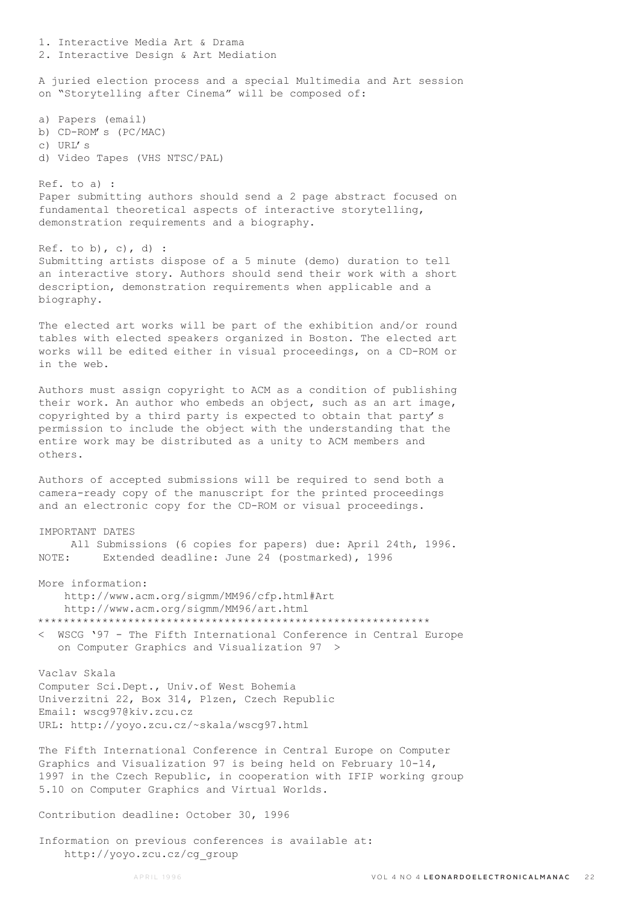1. Interactive Media Art & Drama
2. Interactive Design & Art Mediation

A juried election process and a special Multimedia and Art session on "Storytelling after Cinema" will be composed of:

a) Papers (email)
b) CD-ROM's (PC/MAC)
c) URL's
d) Video Tapes (VHS NTSC/PAL)

Ref. to a) :
Paper submitting authors should send a 2 page abstract focused on fundamental theoretical aspects of interactive storytelling, demonstration requirements and a biography.

Ref. to b), c), d) :
Submitting artists dispose of a 5 minute (demo) duration to tell an interactive story. Authors should send their work with a short description, demonstration requirements when applicable and a biography.

The elected art works will be part of the exhibition and/or round tables with elected speakers organized in Boston. The elected art works will be edited either in visual proceedings, on a CD-ROM or in the web.

Authors must assign copyright to ACM as a condition of publishing their work. An author who embeds an object, such as an art image, copyrighted by a third party is expected to obtain that party's permission to include the object with the understanding that the entire work may be distributed as a unity to ACM members and others.

Authors of accepted submissions will be required to send both a camera-ready copy of the manuscript for the printed proceedings and an electronic copy for the CD-ROM or visual proceedings.

IMPORTANT DATES
All Submissions (6 copies for papers) due: April 24th, 1996.
NOTE: Extended deadline: June 24 (postmarked), 1996

More information:
http://www.acm.org/sigmm/MM96/cfp.html#Art
http://www.acm.org/sigmm/MM96/art.html

*************************************************************

< WSCG '97 - The Fifth International Conference in Central Europe on Computer Graphics and Visualization 97 >

Vaclav Skala
Computer Sci.Dept., Univ.of West Bohemia
Univerzitni 22, Box 314, Plzen, Czech Republic
Email: wscg97@kiv.zcu.cz
URL: http://yoyo.zcu.cz/~skala/wscg97.html

The Fifth International Conference in Central Europe on Computer Graphics and Visualization 97 is being held on February 10-14, 1997 in the Czech Republic, in cooperation with IFIP working group 5.10 on Computer Graphics and Virtual Worlds.

Contribution deadline: October 30, 1996

Information on previous conferences is available at:
http://yoyo.zcu.cz/cg_group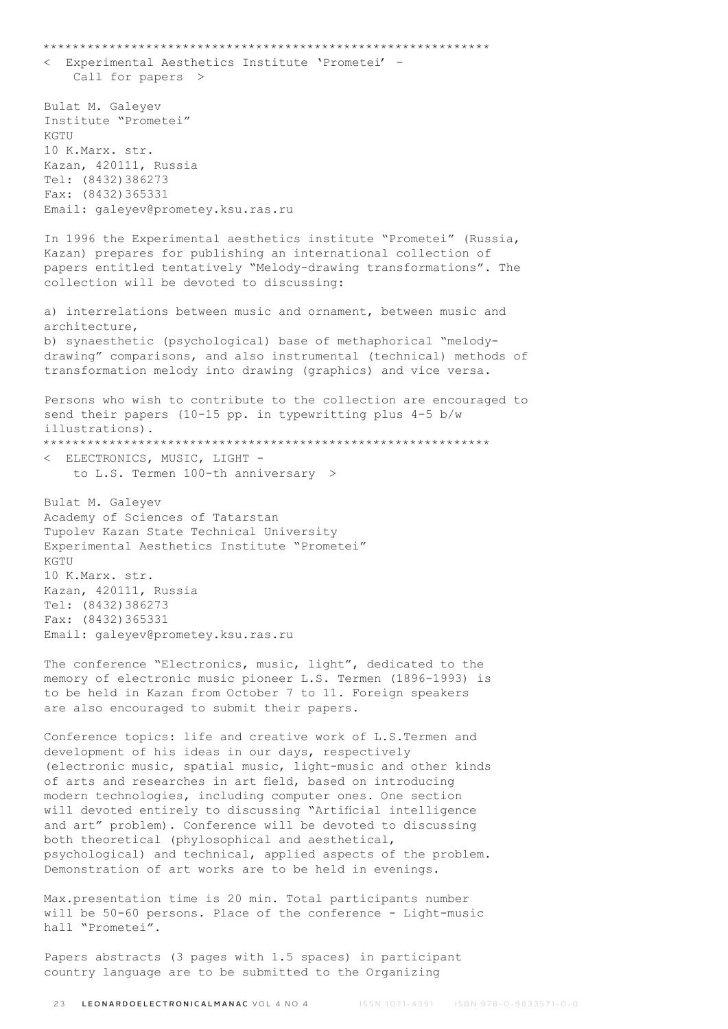************************************************************

## < Experimental Aesthetics Institute 'Prometei' - Call for papers >

Bulat M. Galeyev
Institute "Prometei"
KGTU
10 K.Marx. str.
Kazan, 420111, Russia
Tel: (8432)386273
Fax: (8432)365331
Email: galeyev@prometey.ksu.ras.ru

In 1996 the Experimental aesthetics institute "Prometei" (Russia, Kazan) prepares for publishing an international collection of papers entitled tentatively "Melody-drawing transformations". The collection will be devoted to discussing:

a) interrelations between music and ornament, between music and architecture,
b) synaesthetic (psychological) base of methaphorical "melody-drawing" comparisons, and also instrumental (technical) methods of transformation melody into drawing (graphics) and vice versa.

Persons who wish to contribute to the collection are encouraged to send their papers (10-15 pp. in typewritting plus 4-5 b/w illustrations).

************************************************************

## < ELECTRONICS, MUSIC, LIGHT - to L.S. Termen 100-th anniversary >

Bulat M. Galeyev
Academy of Sciences of Tatarstan
Tupolev Kazan State Technical University
Experimental Aesthetics Institute "Prometei"
KGTU
10 K.Marx. str.
Kazan, 420111, Russia
Tel: (8432)386273
Fax: (8432)365331
Email: galeyev@prometey.ksu.ras.ru

The conference "Electronics, music, light", dedicated to the memory of electronic music pioneer L.S. Termen (1896-1993) is to be held in Kazan from October 7 to 11. Foreign speakers are also encouraged to submit their papers.

Conference topics: life and creative work of L.S.Termen and development of his ideas in our days, respectively (electronic music, spatial music, light-music and other kinds of arts and researches in art field, based on introducing modern technologies, including computer ones. One section will devoted entirely to discussing "Artificial intelligence and art" problem). Conference will be devoted to discussing both theoretical (phylosophical and aesthetical, psychological) and technical, applied aspects of the problem. Demonstration of art works are to be held in evenings.

Max.presentation time is 20 min. Total participants number will be 50-60 persons. Place of the conference - Light-music hall "Prometei".

Papers abstracts (3 pages with 1.5 spaces) in participant country language are to be submitted to the Organizing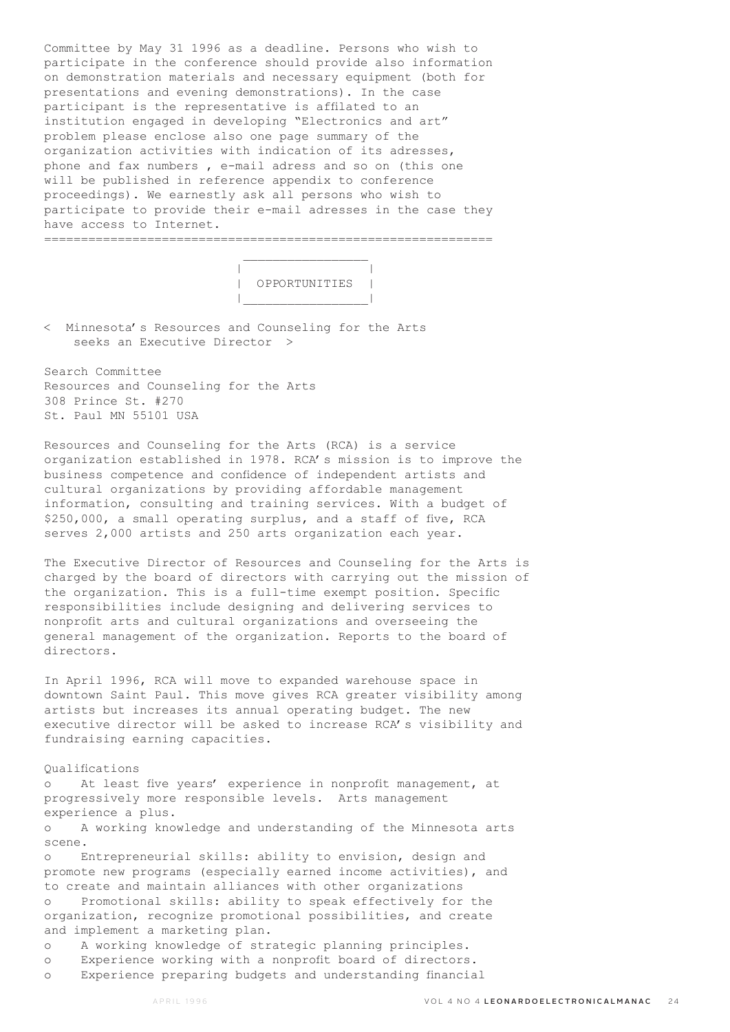Committee by May 31 1996 as a deadline. Persons who wish to participate in the conference should provide also information on demonstration materials and necessary equipment (both for presentations and evening demonstrations). In the case participant is the representative is affilated to an institution engaged in developing "Electronics and art" problem please enclose also one page summary of the organization activities with indication of its adresses, phone and fax numbers , e-mail adress and so on (this one will be published in reference appendix to conference proceedings). We earnestly ask all persons who wish to participate to provide their e-mail adresses in the case they have access to Internet.

==============================================================

## OPPORTUNITIES

< Minnesota's Resources and Counseling for the Arts seeks an Executive Director >

Search Committee
Resources and Counseling for the Arts
308 Prince St. #270
St. Paul MN 55101 USA

Resources and Counseling for the Arts (RCA) is a service organization established in 1978. RCA's mission is to improve the business competence and confidence of independent artists and cultural organizations by providing affordable management information, consulting and training services. With a budget of $250,000, a small operating surplus, and a staff of five, RCA serves 2,000 artists and 250 arts organization each year.

The Executive Director of Resources and Counseling for the Arts is charged by the board of directors with carrying out the mission of the organization. This is a full-time exempt position. Specific responsibilities include designing and delivering services to nonprofit arts and cultural organizations and overseeing the general management of the organization. Reports to the board of directors.

In April 1996, RCA will move to expanded warehouse space in downtown Saint Paul. This move gives RCA greater visibility among artists but increases its annual operating budget. The new executive director will be asked to increase RCA's visibility and fundraising earning capacities.

Qualifications

- At least five years' experience in nonprofit management, at progressively more responsible levels. Arts management experience a plus.
- A working knowledge and understanding of the Minnesota arts scene.
- Entrepreneurial skills: ability to envision, design and promote new programs (especially earned income activities), and to create and maintain alliances with other organizations
- Promotional skills: ability to speak effectively for the organization, recognize promotional possibilities, and create and implement a marketing plan.
- A working knowledge of strategic planning principles.
- Experience working with a nonprofit board of directors.
- Experience preparing budgets and understanding financial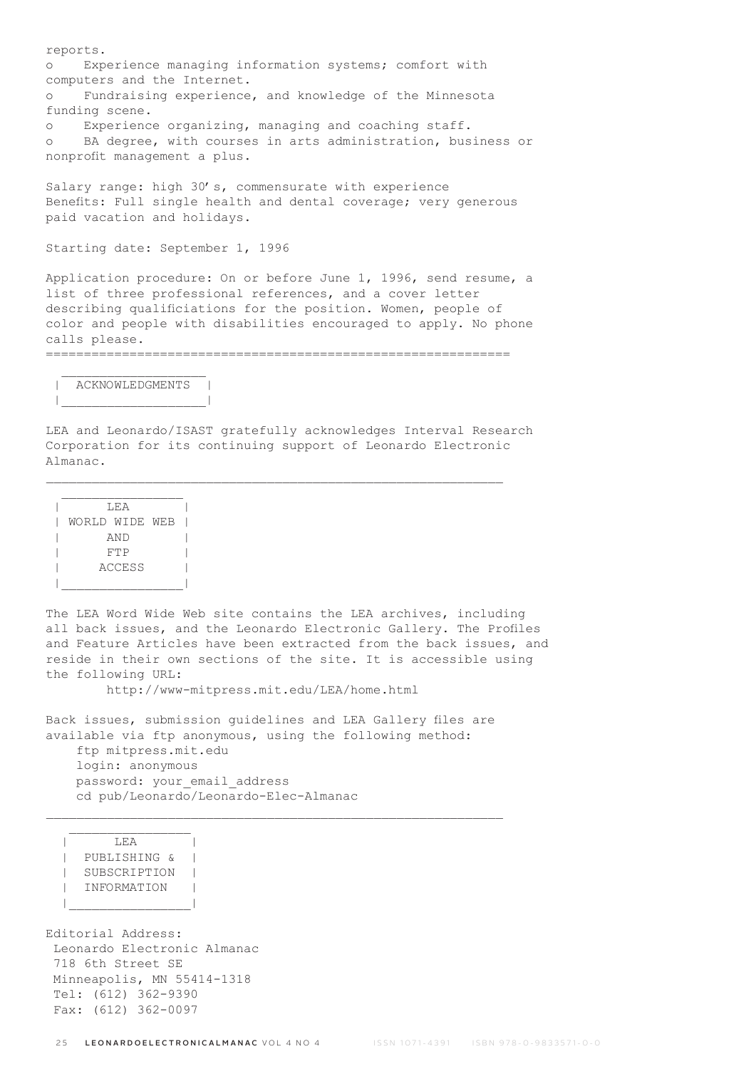reports.

- Experience managing information systems; comfort with computers and the Internet.
- Fundraising experience, and knowledge of the Minnesota funding scene.
- Experience organizing, managing and coaching staff.
- BA degree, with courses in arts administration, business or nonprofit management a plus.

Salary range: high 30's, commensurate with experience
Benefits: Full single health and dental coverage; very generous paid vacation and holidays.

Starting date: September 1, 1996

Application procedure: On or before June 1, 1996, send resume, a list of three professional references, and a cover letter describing qualificiations for the position. Women, people of color and people with disabilities encouraged to apply. No phone calls please.

## ACKNOWLEDGMENTS

LEA and Leonardo/ISAST gratefully acknowledges Interval Research Corporation for its continuing support of Leonardo Electronic Almanac.

## LEA WORLD WIDE WEB AND FTP ACCESS

The LEA Word Wide Web site contains the LEA archives, including all back issues, and the Leonardo Electronic Gallery. The Profiles and Feature Articles have been extracted from the back issues, and reside in their own sections of the site. It is accessible using the following URL:

http://www-mitpress.mit.edu/LEA/home.html

Back issues, submission guidelines and LEA Gallery files are available via ftp anonymous, using the following method:

```
ftp mitpress.mit.edu
login: anonymous
password: your_email_address
cd pub/Leonardo/Leonardo-Elec-Almanac
```

## LEA PUBLISHING & SUBSCRIPTION INFORMATION

Editorial Address:
Leonardo Electronic Almanac
718 6th Street SE
Minneapolis, MN 55414-1318
Tel: (612) 362-9390
Fax: (612) 362-0097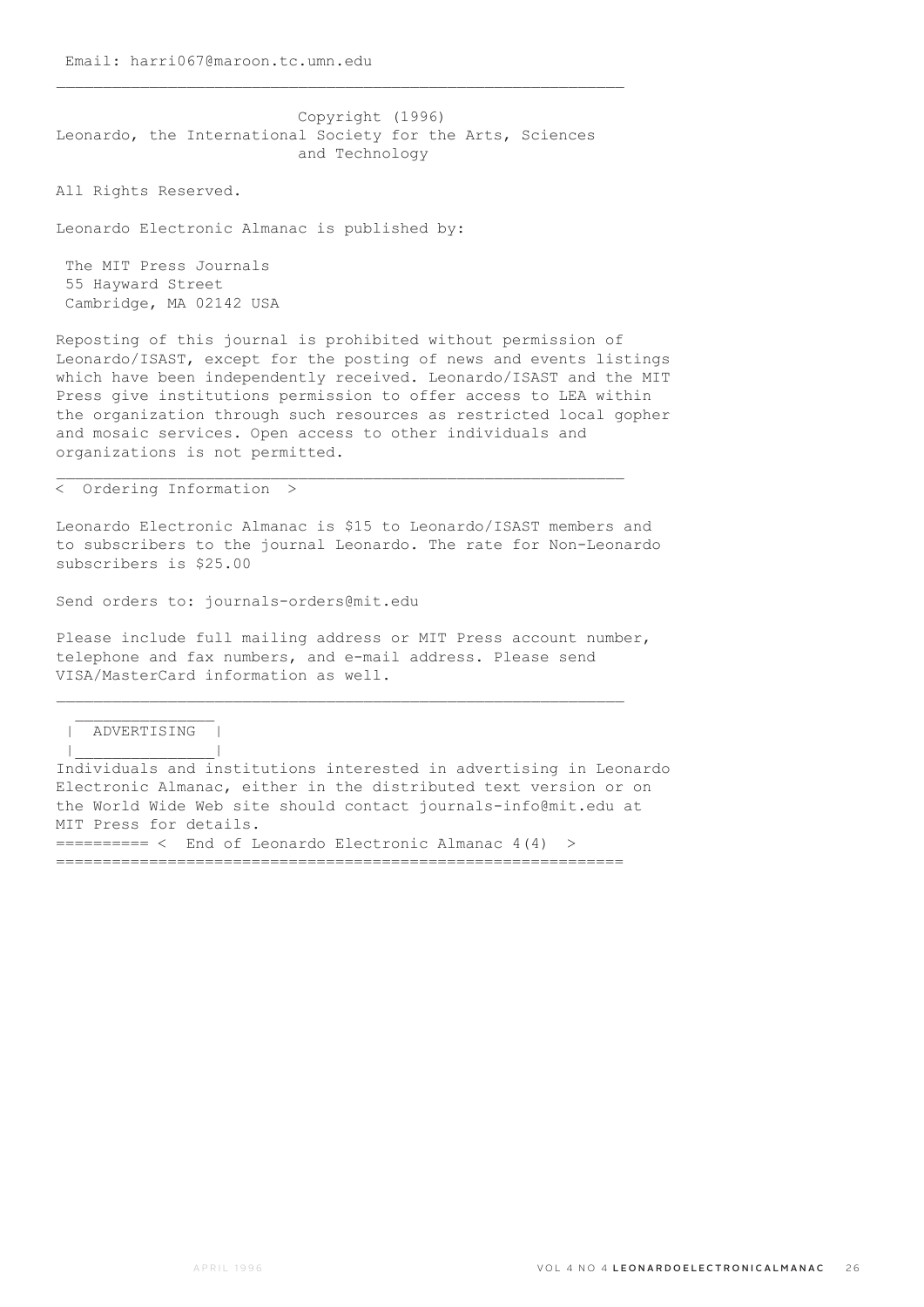Email: harri067@maroon.tc.umn.edu

---

Copyright (1996)
Leonardo, the International Society for the Arts, Sciences and Technology

All Rights Reserved.

Leonardo Electronic Almanac is published by:

The MIT Press Journals
55 Hayward Street
Cambridge, MA 02142 USA

Reposting of this journal is prohibited without permission of Leonardo/ISAST, except for the posting of news and events listings which have been independently received. Leonardo/ISAST and the MIT Press give institutions permission to offer access to LEA within the organization through such resources as restricted local gopher and mosaic services. Open access to other individuals and organizations is not permitted.

---

< Ordering Information >

Leonardo Electronic Almanac is $15 to Leonardo/ISAST members and to subscribers to the journal Leonardo. The rate for Non-Leonardo subscribers is $25.00

Send orders to: journals-orders@mit.edu

Please include full mailing address or MIT Press account number, telephone and fax numbers, and e-mail address. Please send VISA/MasterCard information as well.

---

| ADVERTISING |

Individuals and institutions interested in advertising in Leonardo Electronic Almanac, either in the distributed text version or on the World Wide Web site should contact journals-info@mit.edu at MIT Press for details.

========== < End of Leonardo Electronic Almanac 4(4) >